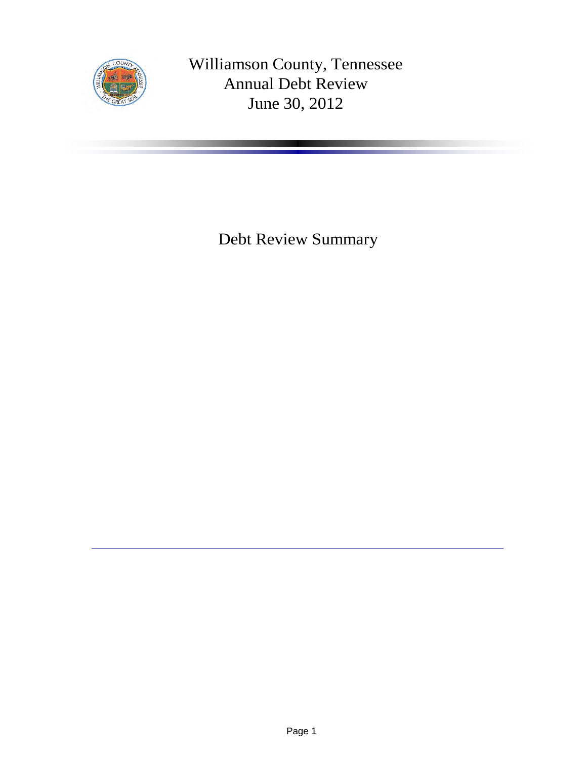# Williamson County, Tennessee
# Annual Debt Review
# June 30, 2012

## Debt Review Summary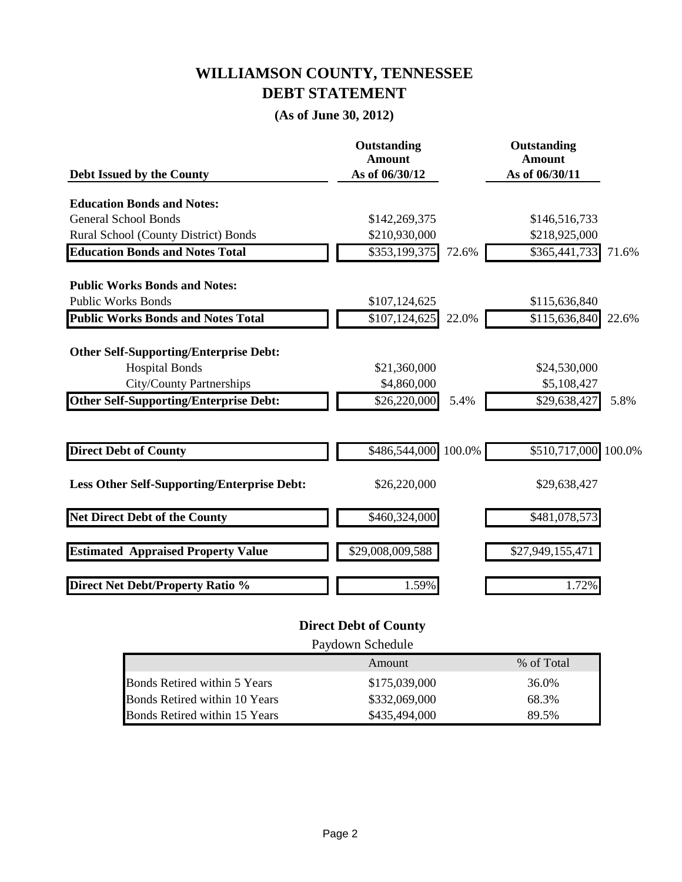# WILLIAMSON COUNTY, TENNESSEE
# DEBT STATEMENT

### (As of June 30, 2012)

| Debt Issued by the County | Outstanding Amount As of 06/30/12 | | Outstanding Amount As of 06/30/11 | |
|---|---|---|---|---|
| **Education Bonds and Notes:** | | | | |
| General School Bonds | $142,269,375 | | $146,516,733 | |
| Rural School (County District) Bonds | $210,930,000 | | $218,925,000 | |
| **Education Bonds and Notes Total** | $353,199,375 | 72.6% | $365,441,733 | 71.6% |
| **Public Works Bonds and Notes:** | | | | |
| Public Works Bonds | $107,124,625 | | $115,636,840 | |
| **Public Works Bonds and Notes Total** | $107,124,625 | 22.0% | $115,636,840 | 22.6% |
| **Other Self-Supporting/Enterprise Debt:** | | | | |
| Hospital Bonds | $21,360,000 | | $24,530,000 | |
| City/County Partnerships | $4,860,000 | | $5,108,427 | |
| **Other Self-Supporting/Enterprise Debt:** | $26,220,000 | 5.4% | $29,638,427 | 5.8% |
| **Direct Debt of County** | $486,544,000 | 100.0% | $510,717,000 | 100.0% |
| **Less Other Self-Supporting/Enterprise Debt:** | $26,220,000 | | $29,638,427 | |
| **Net Direct Debt of the County** | $460,324,000 | | $481,078,573 | |
| **Estimated Appraised Property Value** | $29,008,009,588 | | $27,949,155,471 | |
| **Direct Net Debt/Property Ratio %** | 1.59% | | 1.72% | |

### Direct Debt of County

Paydown Schedule

| | Amount | % of Total |
|---|---|---|
| Bonds Retired within 5 Years | $175,039,000 | 36.0% |
| Bonds Retired within 10 Years | $332,069,000 | 68.3% |
| Bonds Retired within 15 Years | $435,494,000 | 89.5% |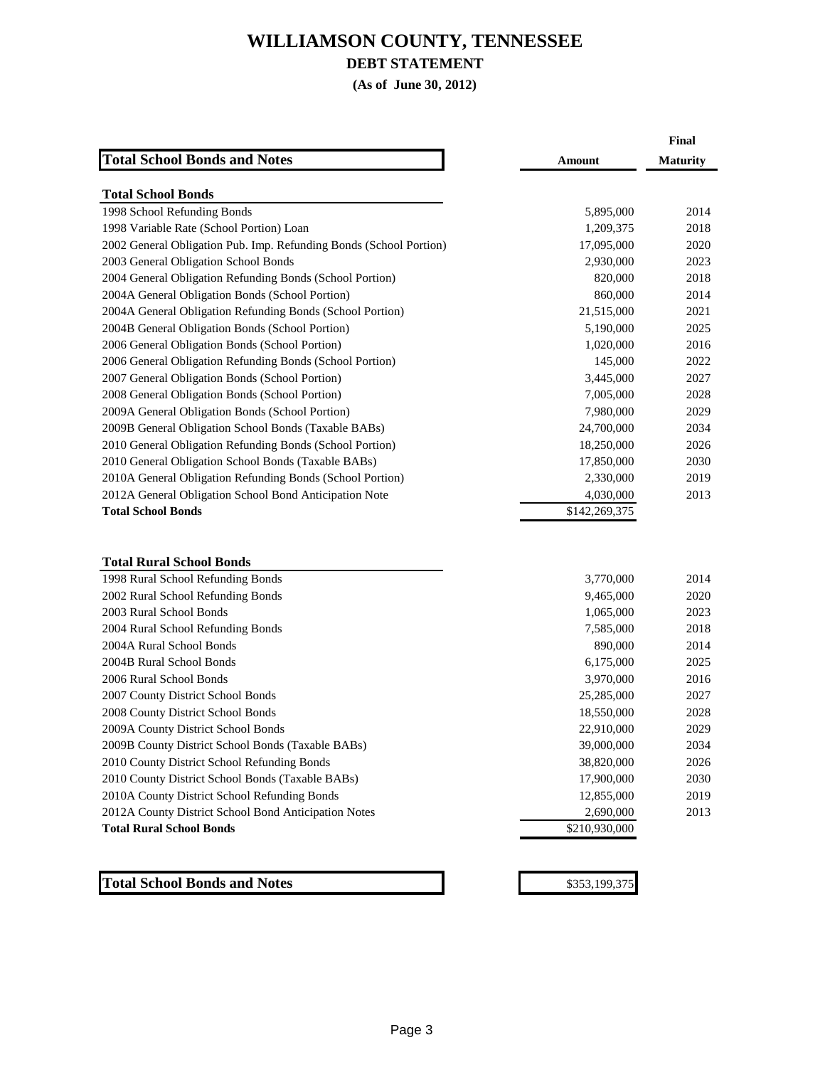# WILLIAMSON COUNTY, TENNESSEE

## DEBT STATEMENT

**(As of June 30, 2012)**

| Total School Bonds and Notes | Amount | Final Maturity |
|---|---|---|
| **Total School Bonds** | | |
| 1998 School Refunding Bonds | 5,895,000 | 2014 |
| 1998 Variable Rate (School Portion) Loan | 1,209,375 | 2018 |
| 2002 General Obligation Pub. Imp. Refunding Bonds (School Portion) | 17,095,000 | 2020 |
| 2003 General Obligation School Bonds | 2,930,000 | 2023 |
| 2004 General Obligation Refunding Bonds (School Portion) | 820,000 | 2018 |
| 2004A General Obligation Bonds (School Portion) | 860,000 | 2014 |
| 2004A General Obligation Refunding Bonds (School Portion) | 21,515,000 | 2021 |
| 2004B General Obligation Bonds (School Portion) | 5,190,000 | 2025 |
| 2006 General Obligation Bonds (School Portion) | 1,020,000 | 2016 |
| 2006 General Obligation Refunding Bonds (School Portion) | 145,000 | 2022 |
| 2007 General Obligation Bonds (School Portion) | 3,445,000 | 2027 |
| 2008 General Obligation Bonds (School Portion) | 7,005,000 | 2028 |
| 2009A General Obligation Bonds (School Portion) | 7,980,000 | 2029 |
| 2009B General Obligation School Bonds (Taxable BABs) | 24,700,000 | 2034 |
| 2010 General Obligation Refunding Bonds (School Portion) | 18,250,000 | 2026 |
| 2010 General Obligation School Bonds (Taxable BABs) | 17,850,000 | 2030 |
| 2010A General Obligation Refunding Bonds (School Portion) | 2,330,000 | 2019 |
| 2012A General Obligation School Bond Anticipation Note | 4,030,000 | 2013 |
| **Total School Bonds** | $142,269,375 | |
| | | |
| **Total Rural School Bonds** | | |
| 1998 Rural School Refunding Bonds | 3,770,000 | 2014 |
| 2002 Rural School Refunding Bonds | 9,465,000 | 2020 |
| 2003 Rural School Bonds | 1,065,000 | 2023 |
| 2004 Rural School Refunding Bonds | 7,585,000 | 2018 |
| 2004A Rural School Bonds | 890,000 | 2014 |
| 2004B Rural School Bonds | 6,175,000 | 2025 |
| 2006 Rural School Bonds | 3,970,000 | 2016 |
| 2007 County District School Bonds | 25,285,000 | 2027 |
| 2008 County District School Bonds | 18,550,000 | 2028 |
| 2009A County District School Bonds | 22,910,000 | 2029 |
| 2009B County District School Bonds (Taxable BABs) | 39,000,000 | 2034 |
| 2010 County District School Refunding Bonds | 38,820,000 | 2026 |
| 2010 County District School Bonds (Taxable BABs) | 17,900,000 | 2030 |
| 2010A County District School Refunding Bonds | 12,855,000 | 2019 |
| 2012A County District School Bond Anticipation Notes | 2,690,000 | 2013 |
| **Total Rural School Bonds** | $210,930,000 | |
| | | |
| **Total School Bonds and Notes** | $353,199,375 | |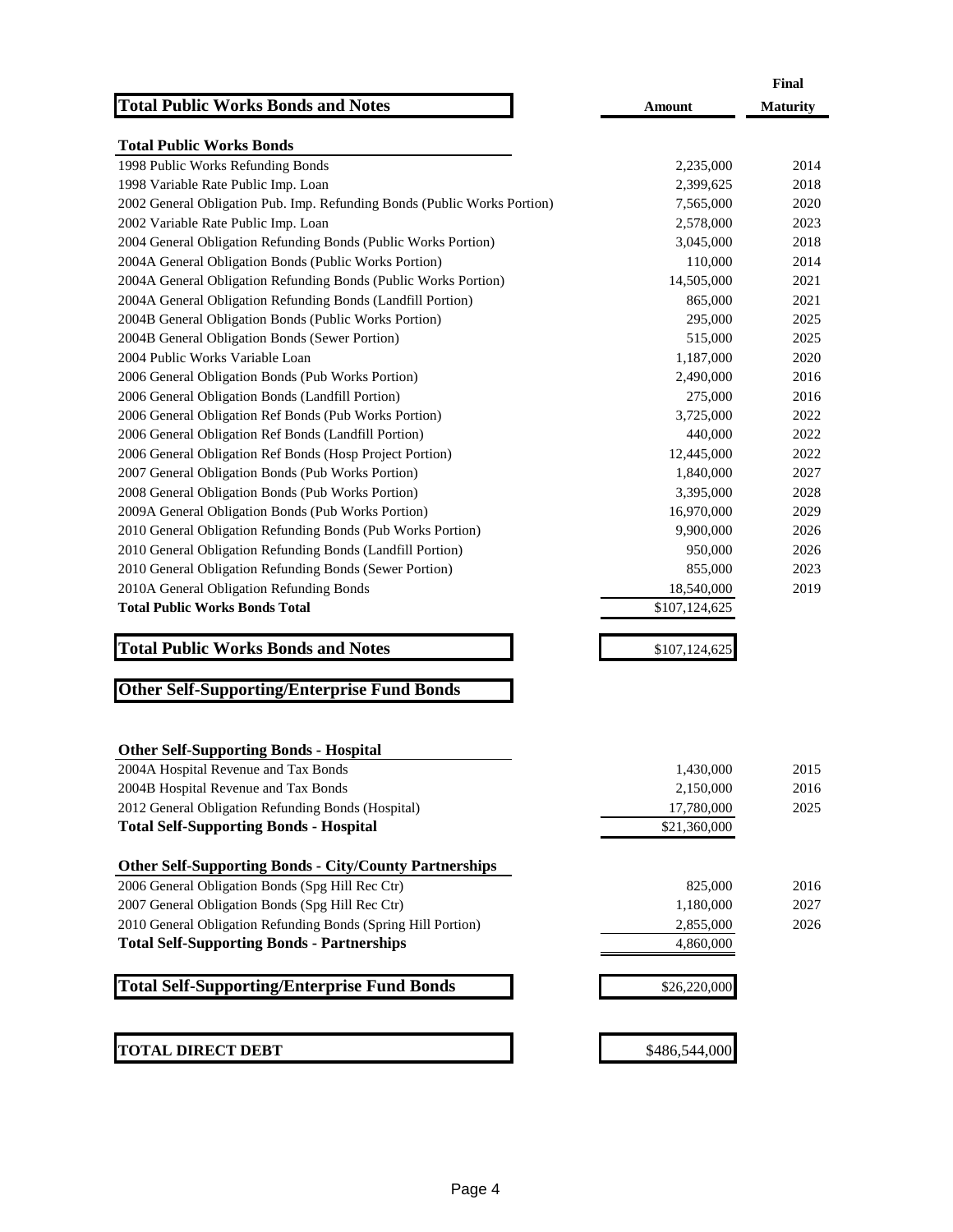| Total Public Works Bonds and Notes | Amount | Final Maturity |
|---|---|---|
| **Total Public Works Bonds** | | |
| 1998 Public Works Refunding Bonds | 2,235,000 | 2014 |
| 1998 Variable Rate Public Imp. Loan | 2,399,625 | 2018 |
| 2002 General Obligation Pub. Imp. Refunding Bonds (Public Works Portion) | 7,565,000 | 2020 |
| 2002 Variable Rate Public Imp. Loan | 2,578,000 | 2023 |
| 2004 General Obligation Refunding Bonds (Public Works Portion) | 3,045,000 | 2018 |
| 2004A General Obligation Bonds (Public Works Portion) | 110,000 | 2014 |
| 2004A General Obligation Refunding Bonds (Public Works Portion) | 14,505,000 | 2021 |
| 2004A General Obligation Refunding Bonds (Landfill Portion) | 865,000 | 2021 |
| 2004B General Obligation Bonds (Public Works Portion) | 295,000 | 2025 |
| 2004B General Obligation Bonds (Sewer Portion) | 515,000 | 2025 |
| 2004 Public Works Variable Loan | 1,187,000 | 2020 |
| 2006 General Obligation Bonds (Pub Works Portion) | 2,490,000 | 2016 |
| 2006 General Obligation Bonds (Landfill Portion) | 275,000 | 2016 |
| 2006 General Obligation Ref Bonds (Pub Works Portion) | 3,725,000 | 2022 |
| 2006 General Obligation Ref Bonds (Landfill Portion) | 440,000 | 2022 |
| 2006 General Obligation Ref Bonds (Hosp Project Portion) | 12,445,000 | 2022 |
| 2007 General Obligation Bonds (Pub Works Portion) | 1,840,000 | 2027 |
| 2008 General Obligation Bonds (Pub Works Portion) | 3,395,000 | 2028 |
| 2009A General Obligation Bonds (Pub Works Portion) | 16,970,000 | 2029 |
| 2010 General Obligation Refunding Bonds (Pub Works Portion) | 9,900,000 | 2026 |
| 2010 General Obligation Refunding Bonds (Landfill Portion) | 950,000 | 2026 |
| 2010 General Obligation Refunding Bonds (Sewer Portion) | 855,000 | 2023 |
| 2010A General Obligation Refunding Bonds | 18,540,000 | 2019 |
| **Total Public Works Bonds Total** | $107,124,625 | |
| **Total Public Works Bonds and Notes** | $107,124,625 | |

## Other Self-Supporting/Enterprise Fund Bonds

| | Amount | Final Maturity |
|---|---|---|
| **Other Self-Supporting Bonds - Hospital** | | |
| 2004A Hospital Revenue and Tax Bonds | 1,430,000 | 2015 |
| 2004B Hospital Revenue and Tax Bonds | 2,150,000 | 2016 |
| 2012 General Obligation Refunding Bonds (Hospital) | 17,780,000 | 2025 |
| **Total Self-Supporting Bonds - Hospital** | $21,360,000 | |
| **Other Self-Supporting Bonds - City/County Partnerships** | | |
| 2006 General Obligation Bonds (Spg Hill Rec Ctr) | 825,000 | 2016 |
| 2007 General Obligation Bonds (Spg Hill Rec Ctr) | 1,180,000 | 2027 |
| 2010 General Obligation Refunding Bonds (Spring Hill Portion) | 2,855,000 | 2026 |
| **Total Self-Supporting Bonds - Partnerships** | 4,860,000 | |
| **Total Self-Supporting/Enterprise Fund Bonds** | $26,220,000 | |
| **TOTAL DIRECT DEBT** | $486,544,000 | |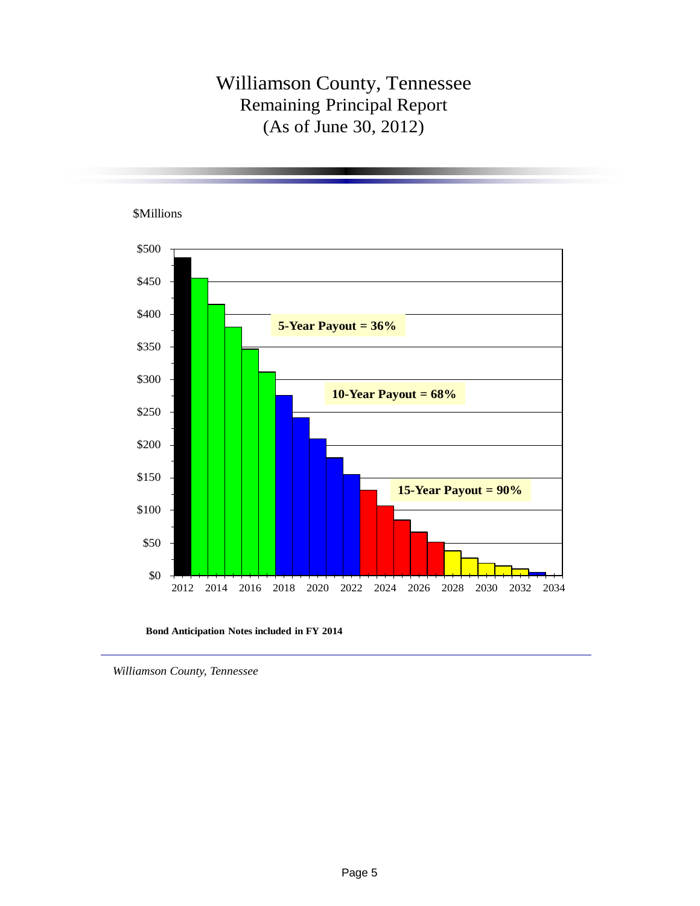# Williamson County, Tennessee

## Remaining Principal Report

## (As of June 30, 2012)

$Millions

$500
$450
$400
$350
$300
$250
$200
$150
$100
$50
$0

2012 2014 2016 2018 2020 2022 2024 2026 2028 2030 2032 2034

**5-Year Payout = 36%**

**10-Year Payout = 68%**

**15-Year Payout = 90%**

**Bond Anticipation Notes included in FY 2014**

*Williamson County, Tennessee*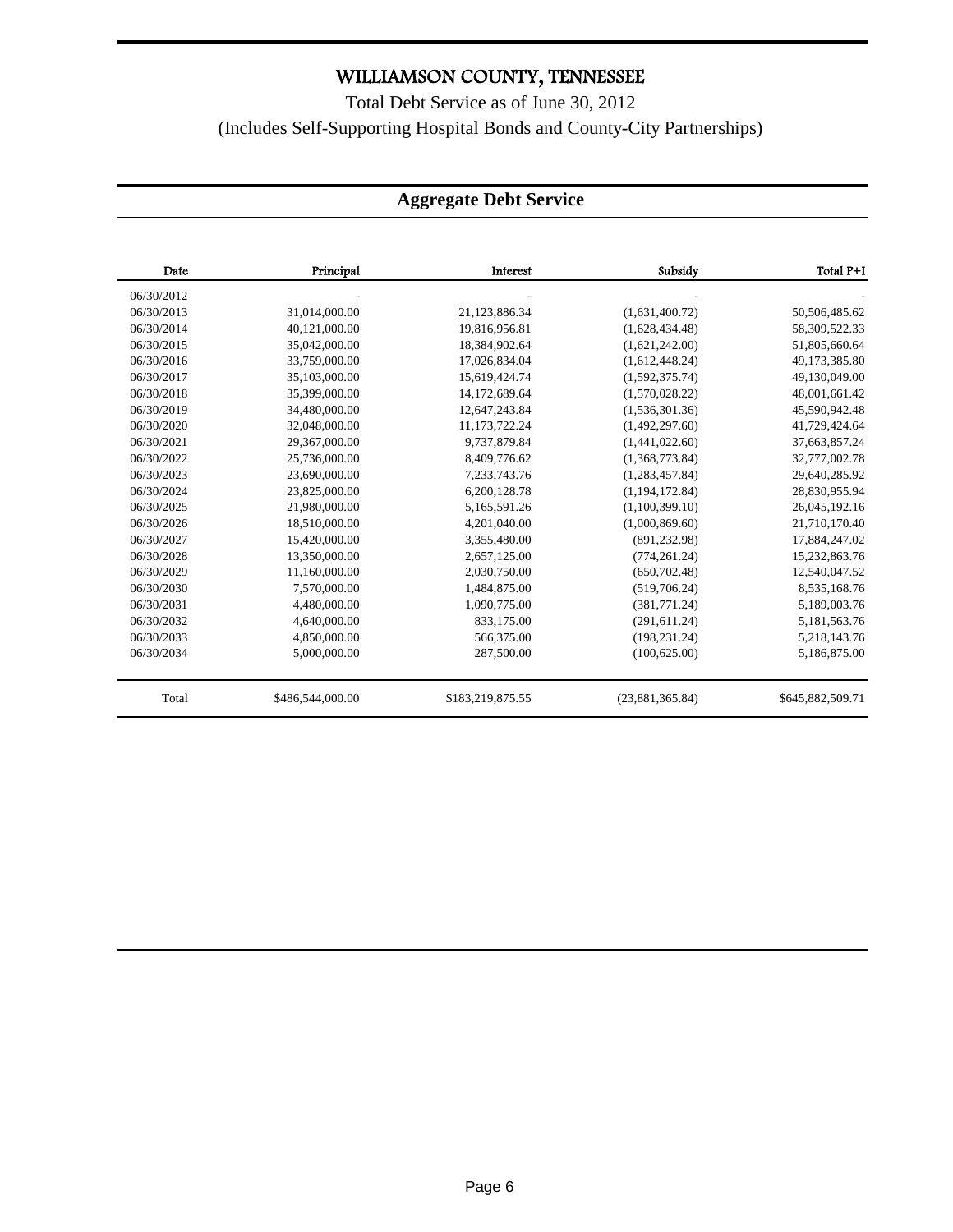# WILLIAMSON COUNTY, TENNESSEE

Total Debt Service as of June 30, 2012

(Includes Self-Supporting Hospital Bonds and County-City Partnerships)

## Aggregate Debt Service

| Date | Principal | Interest | Subsidy | Total P+I |
|---|---|---|---|---|
| 06/30/2012 | - | - | - | - |
| 06/30/2013 | 31,014,000.00 | 21,123,886.34 | (1,631,400.72) | 50,506,485.62 |
| 06/30/2014 | 40,121,000.00 | 19,816,956.81 | (1,628,434.48) | 58,309,522.33 |
| 06/30/2015 | 35,042,000.00 | 18,384,902.64 | (1,621,242.00) | 51,805,660.64 |
| 06/30/2016 | 33,759,000.00 | 17,026,834.04 | (1,612,448.24) | 49,173,385.80 |
| 06/30/2017 | 35,103,000.00 | 15,619,424.74 | (1,592,375.74) | 49,130,049.00 |
| 06/30/2018 | 35,399,000.00 | 14,172,689.64 | (1,570,028.22) | 48,001,661.42 |
| 06/30/2019 | 34,480,000.00 | 12,647,243.84 | (1,536,301.36) | 45,590,942.48 |
| 06/30/2020 | 32,048,000.00 | 11,173,722.24 | (1,492,297.60) | 41,729,424.64 |
| 06/30/2021 | 29,367,000.00 | 9,737,879.84 | (1,441,022.60) | 37,663,857.24 |
| 06/30/2022 | 25,736,000.00 | 8,409,776.62 | (1,368,773.84) | 32,777,002.78 |
| 06/30/2023 | 23,690,000.00 | 7,233,743.76 | (1,283,457.84) | 29,640,285.92 |
| 06/30/2024 | 23,825,000.00 | 6,200,128.78 | (1,194,172.84) | 28,830,955.94 |
| 06/30/2025 | 21,980,000.00 | 5,165,591.26 | (1,100,399.10) | 26,045,192.16 |
| 06/30/2026 | 18,510,000.00 | 4,201,040.00 | (1,000,869.60) | 21,710,170.40 |
| 06/30/2027 | 15,420,000.00 | 3,355,480.00 | (891,232.98) | 17,884,247.02 |
| 06/30/2028 | 13,350,000.00 | 2,657,125.00 | (774,261.24) | 15,232,863.76 |
| 06/30/2029 | 11,160,000.00 | 2,030,750.00 | (650,702.48) | 12,540,047.52 |
| 06/30/2030 | 7,570,000.00 | 1,484,875.00 | (519,706.24) | 8,535,168.76 |
| 06/30/2031 | 4,480,000.00 | 1,090,775.00 | (381,771.24) | 5,189,003.76 |
| 06/30/2032 | 4,640,000.00 | 833,175.00 | (291,611.24) | 5,181,563.76 |
| 06/30/2033 | 4,850,000.00 | 566,375.00 | (198,231.24) | 5,218,143.76 |
| 06/30/2034 | 5,000,000.00 | 287,500.00 | (100,625.00) | 5,186,875.00 |
| Total | $486,544,000.00 | $183,219,875.55 | (23,881,365.84) | $645,882,509.71 |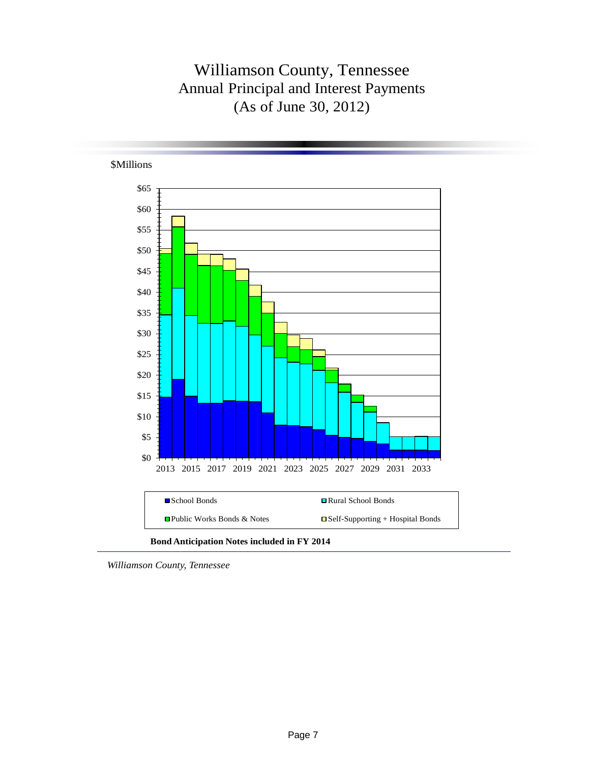# Williamson County, Tennessee
## Annual Principal and Interest Payments
## (As of June 30, 2012)

$Millions

$65
$60
$55
$50
$45
$40
$35
$30
$25
$20
$15
$10
$5
$0

2013 2015 2017 2019 2021 2023 2025 2027 2029 2031 2033

School Bonds | Rural School Bonds
Public Works Bonds & Notes | Self-Supporting + Hospital Bonds

**Bond Anticipation Notes included in FY 2014**

*Williamson County, Tennessee*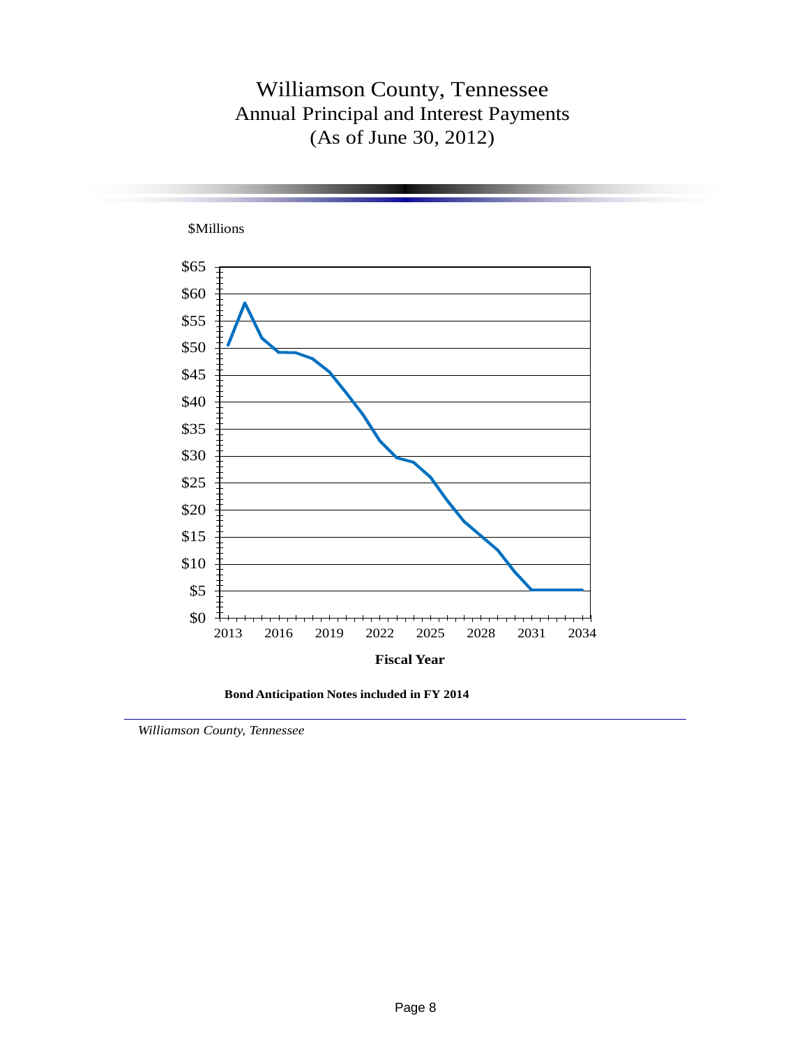# Williamson County, Tennessee

## Annual Principal and Interest Payments

## (As of June 30, 2012)

$Millions

$65
$60
$55
$50
$45
$40
$35
$30
$25
$20
$15
$10
$5
$0

2013 2016 2019 2022 2025 2028 2031 2034

**Fiscal Year**

**Bond Anticipation Notes included in FY 2014**

*Williamson County, Tennessee*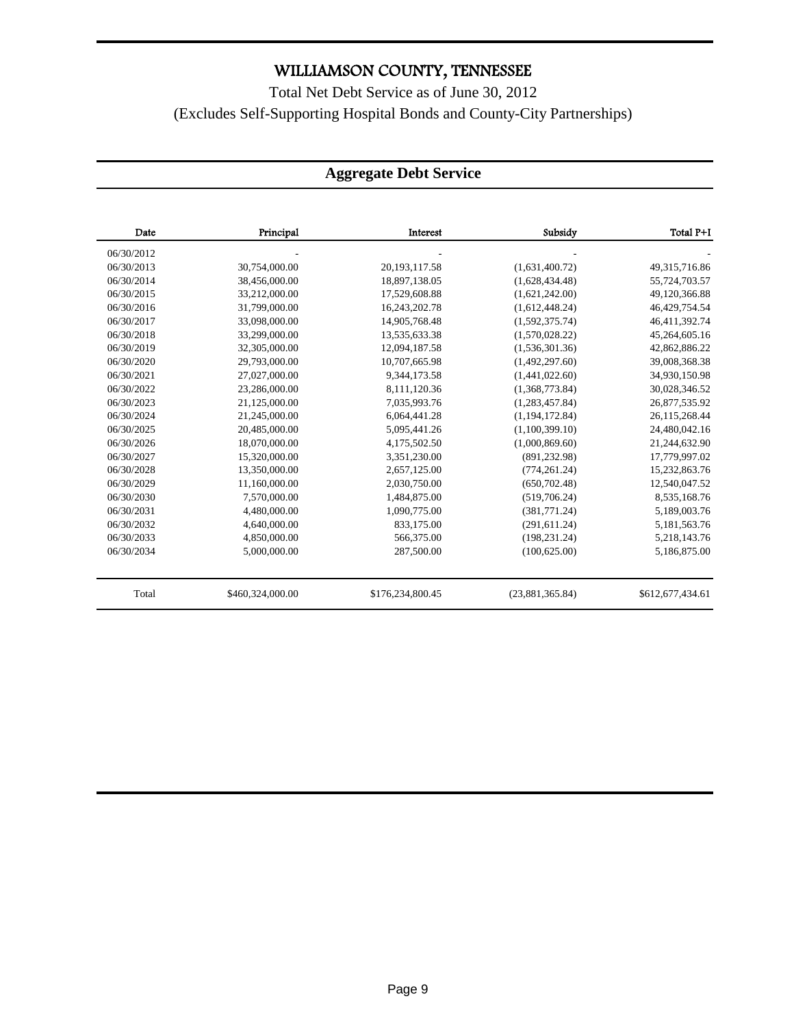# WILLIAMSON COUNTY, TENNESSEE

Total Net Debt Service as of June 30, 2012

(Excludes Self-Supporting Hospital Bonds and County-City Partnerships)

## Aggregate Debt Service

| Date | Principal | Interest | Subsidy | Total P+I |
|---|---|---|---|---|
| 06/30/2012 | - | - | - | - |
| 06/30/2013 | 30,754,000.00 | 20,193,117.58 | (1,631,400.72) | 49,315,716.86 |
| 06/30/2014 | 38,456,000.00 | 18,897,138.05 | (1,628,434.48) | 55,724,703.57 |
| 06/30/2015 | 33,212,000.00 | 17,529,608.88 | (1,621,242.00) | 49,120,366.88 |
| 06/30/2016 | 31,799,000.00 | 16,243,202.78 | (1,612,448.24) | 46,429,754.54 |
| 06/30/2017 | 33,098,000.00 | 14,905,768.48 | (1,592,375.74) | 46,411,392.74 |
| 06/30/2018 | 33,299,000.00 | 13,535,633.38 | (1,570,028.22) | 45,264,605.16 |
| 06/30/2019 | 32,305,000.00 | 12,094,187.58 | (1,536,301.36) | 42,862,886.22 |
| 06/30/2020 | 29,793,000.00 | 10,707,665.98 | (1,492,297.60) | 39,008,368.38 |
| 06/30/2021 | 27,027,000.00 | 9,344,173.58 | (1,441,022.60) | 34,930,150.98 |
| 06/30/2022 | 23,286,000.00 | 8,111,120.36 | (1,368,773.84) | 30,028,346.52 |
| 06/30/2023 | 21,125,000.00 | 7,035,993.76 | (1,283,457.84) | 26,877,535.92 |
| 06/30/2024 | 21,245,000.00 | 6,064,441.28 | (1,194,172.84) | 26,115,268.44 |
| 06/30/2025 | 20,485,000.00 | 5,095,441.26 | (1,100,399.10) | 24,480,042.16 |
| 06/30/2026 | 18,070,000.00 | 4,175,502.50 | (1,000,869.60) | 21,244,632.90 |
| 06/30/2027 | 15,320,000.00 | 3,351,230.00 | (891,232.98) | 17,779,997.02 |
| 06/30/2028 | 13,350,000.00 | 2,657,125.00 | (774,261.24) | 15,232,863.76 |
| 06/30/2029 | 11,160,000.00 | 2,030,750.00 | (650,702.48) | 12,540,047.52 |
| 06/30/2030 | 7,570,000.00 | 1,484,875.00 | (519,706.24) | 8,535,168.76 |
| 06/30/2031 | 4,480,000.00 | 1,090,775.00 | (381,771.24) | 5,189,003.76 |
| 06/30/2032 | 4,640,000.00 | 833,175.00 | (291,611.24) | 5,181,563.76 |
| 06/30/2033 | 4,850,000.00 | 566,375.00 | (198,231.24) | 5,218,143.76 |
| 06/30/2034 | 5,000,000.00 | 287,500.00 | (100,625.00) | 5,186,875.00 |
| Total | $460,324,000.00 | $176,234,800.45 | (23,881,365.84) | $612,677,434.61 |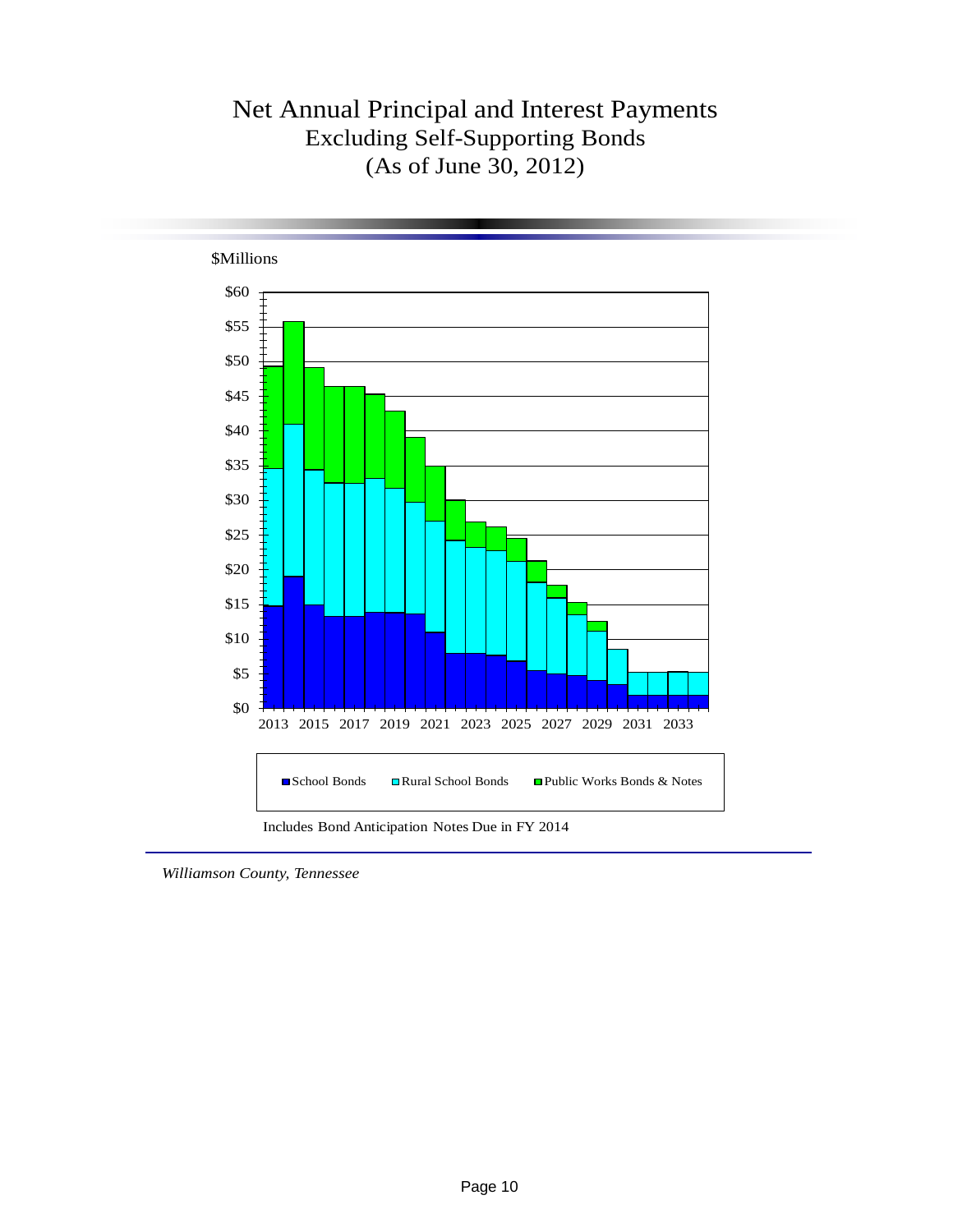# Net Annual Principal and Interest Payments
## Excluding Self-Supporting Bonds
## (As of June 30, 2012)

$Millions

School Bonds | Rural School Bonds | Public Works Bonds & Notes

Includes Bond Anticipation Notes Due in FY 2014

*Williamson County, Tennessee*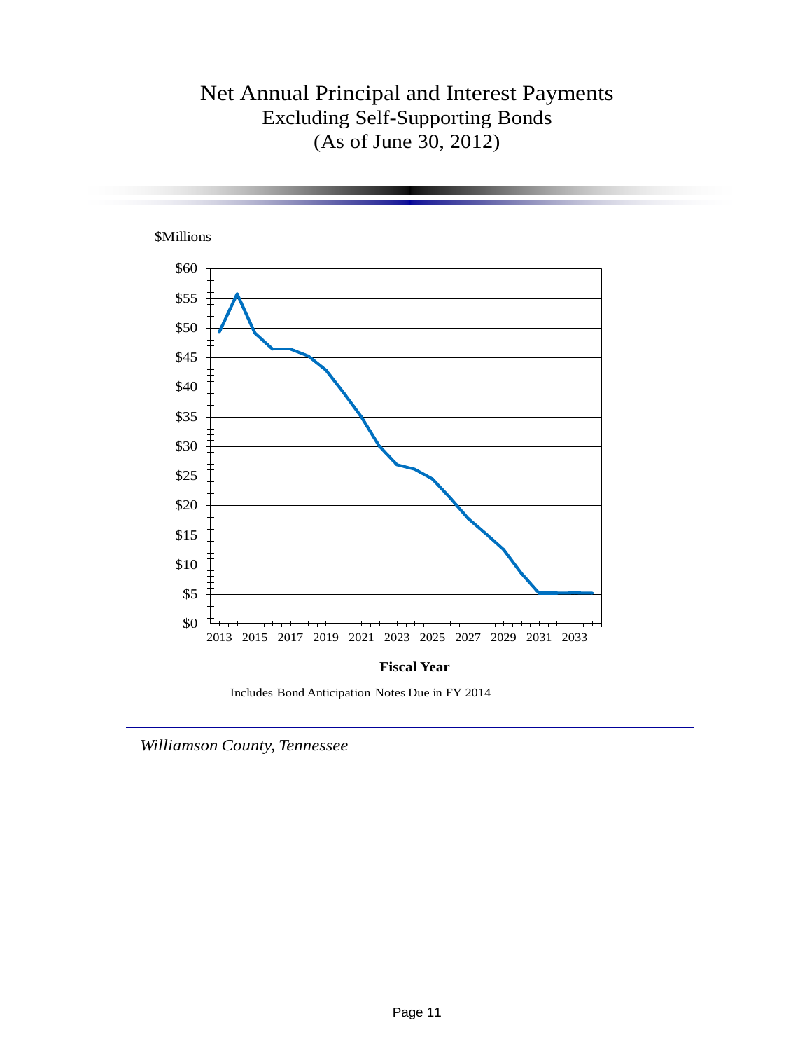# Net Annual Principal and Interest Payments
## Excluding Self-Supporting Bonds
## (As of June 30, 2012)

$Millions

Fiscal Year

Includes Bond Anticipation Notes Due in FY 2014

*Williamson County, Tennessee*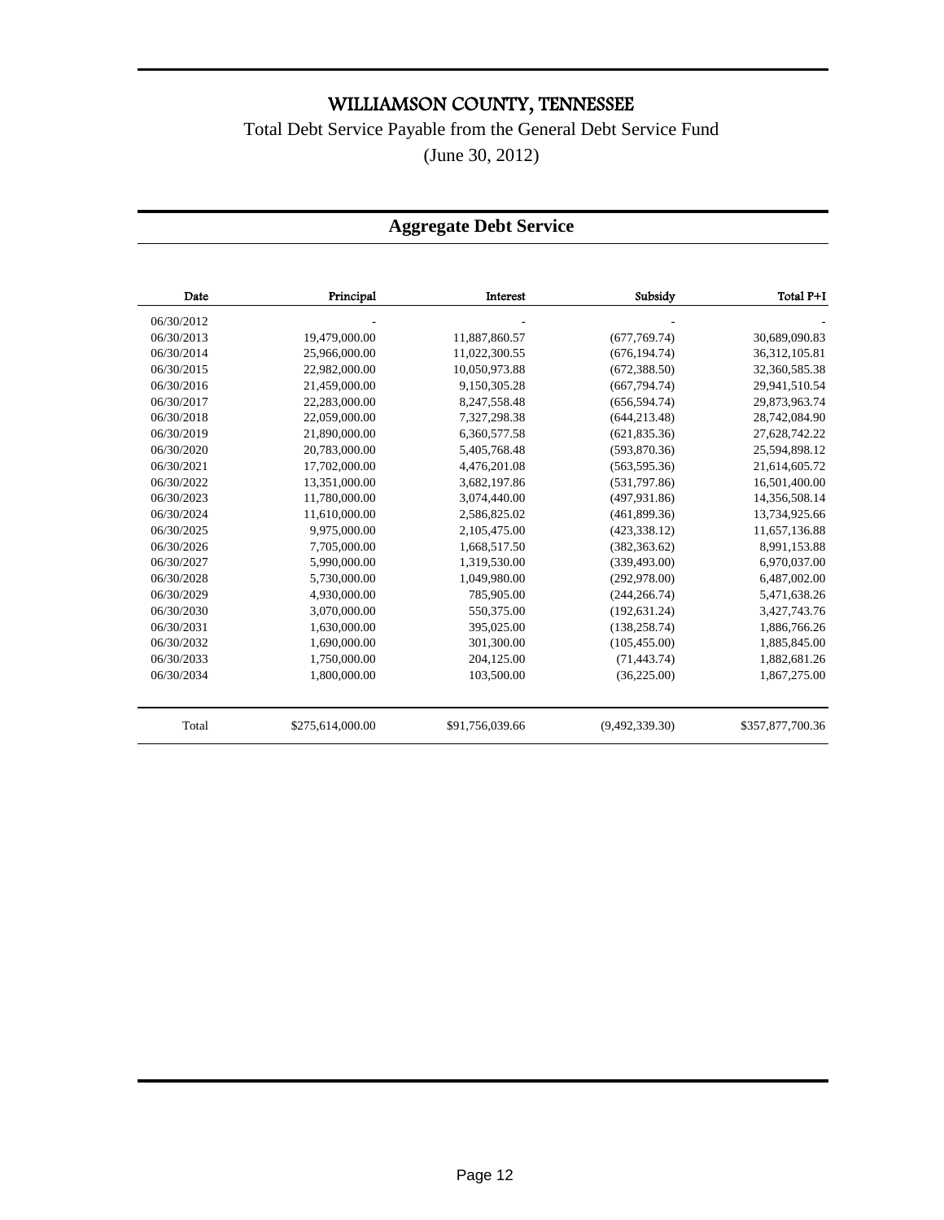# WILLIAMSON COUNTY, TENNESSEE

Total Debt Service Payable from the General Debt Service Fund

(June 30, 2012)

## Aggregate Debt Service

| Date | Principal | Interest | Subsidy | Total P+I |
|---|---|---|---|---|
| 06/30/2012 | - | - | - | - |
| 06/30/2013 | 19,479,000.00 | 11,887,860.57 | (677,769.74) | 30,689,090.83 |
| 06/30/2014 | 25,966,000.00 | 11,022,300.55 | (676,194.74) | 36,312,105.81 |
| 06/30/2015 | 22,982,000.00 | 10,050,973.88 | (672,388.50) | 32,360,585.38 |
| 06/30/2016 | 21,459,000.00 | 9,150,305.28 | (667,794.74) | 29,941,510.54 |
| 06/30/2017 | 22,283,000.00 | 8,247,558.48 | (656,594.74) | 29,873,963.74 |
| 06/30/2018 | 22,059,000.00 | 7,327,298.38 | (644,213.48) | 28,742,084.90 |
| 06/30/2019 | 21,890,000.00 | 6,360,577.58 | (621,835.36) | 27,628,742.22 |
| 06/30/2020 | 20,783,000.00 | 5,405,768.48 | (593,870.36) | 25,594,898.12 |
| 06/30/2021 | 17,702,000.00 | 4,476,201.08 | (563,595.36) | 21,614,605.72 |
| 06/30/2022 | 13,351,000.00 | 3,682,197.86 | (531,797.86) | 16,501,400.00 |
| 06/30/2023 | 11,780,000.00 | 3,074,440.00 | (497,931.86) | 14,356,508.14 |
| 06/30/2024 | 11,610,000.00 | 2,586,825.02 | (461,899.36) | 13,734,925.66 |
| 06/30/2025 | 9,975,000.00 | 2,105,475.00 | (423,338.12) | 11,657,136.88 |
| 06/30/2026 | 7,705,000.00 | 1,668,517.50 | (382,363.62) | 8,991,153.88 |
| 06/30/2027 | 5,990,000.00 | 1,319,530.00 | (339,493.00) | 6,970,037.00 |
| 06/30/2028 | 5,730,000.00 | 1,049,980.00 | (292,978.00) | 6,487,002.00 |
| 06/30/2029 | 4,930,000.00 | 785,905.00 | (244,266.74) | 5,471,638.26 |
| 06/30/2030 | 3,070,000.00 | 550,375.00 | (192,631.24) | 3,427,743.76 |
| 06/30/2031 | 1,630,000.00 | 395,025.00 | (138,258.74) | 1,886,766.26 |
| 06/30/2032 | 1,690,000.00 | 301,300.00 | (105,455.00) | 1,885,845.00 |
| 06/30/2033 | 1,750,000.00 | 204,125.00 | (71,443.74) | 1,882,681.26 |
| 06/30/2034 | 1,800,000.00 | 103,500.00 | (36,225.00) | 1,867,275.00 |
| Total | $275,614,000.00 | $91,756,039.66 | (9,492,339.30) | $357,877,700.36 |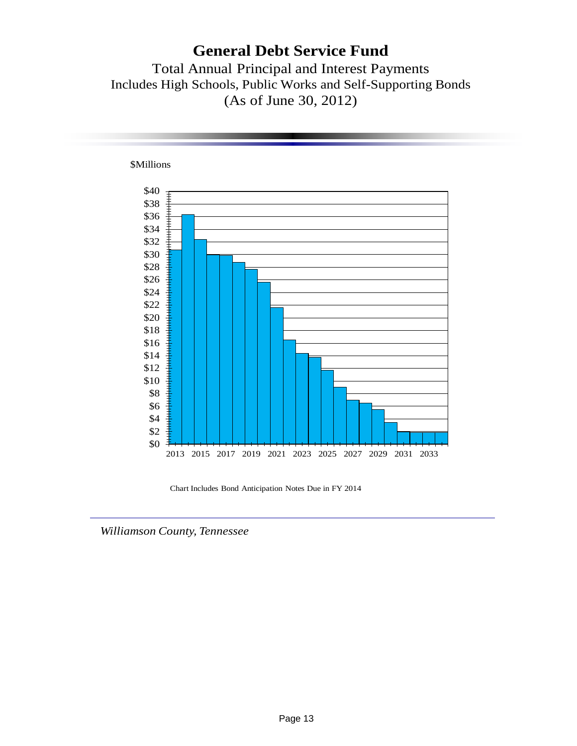# General Debt Service Fund

Total Annual Principal and Interest Payments
Includes High Schools, Public Works and Self-Supporting Bonds
(As of June 30, 2012)

$Millions

Chart Includes Bond Anticipation Notes Due in FY 2014

*Williamson County, Tennessee*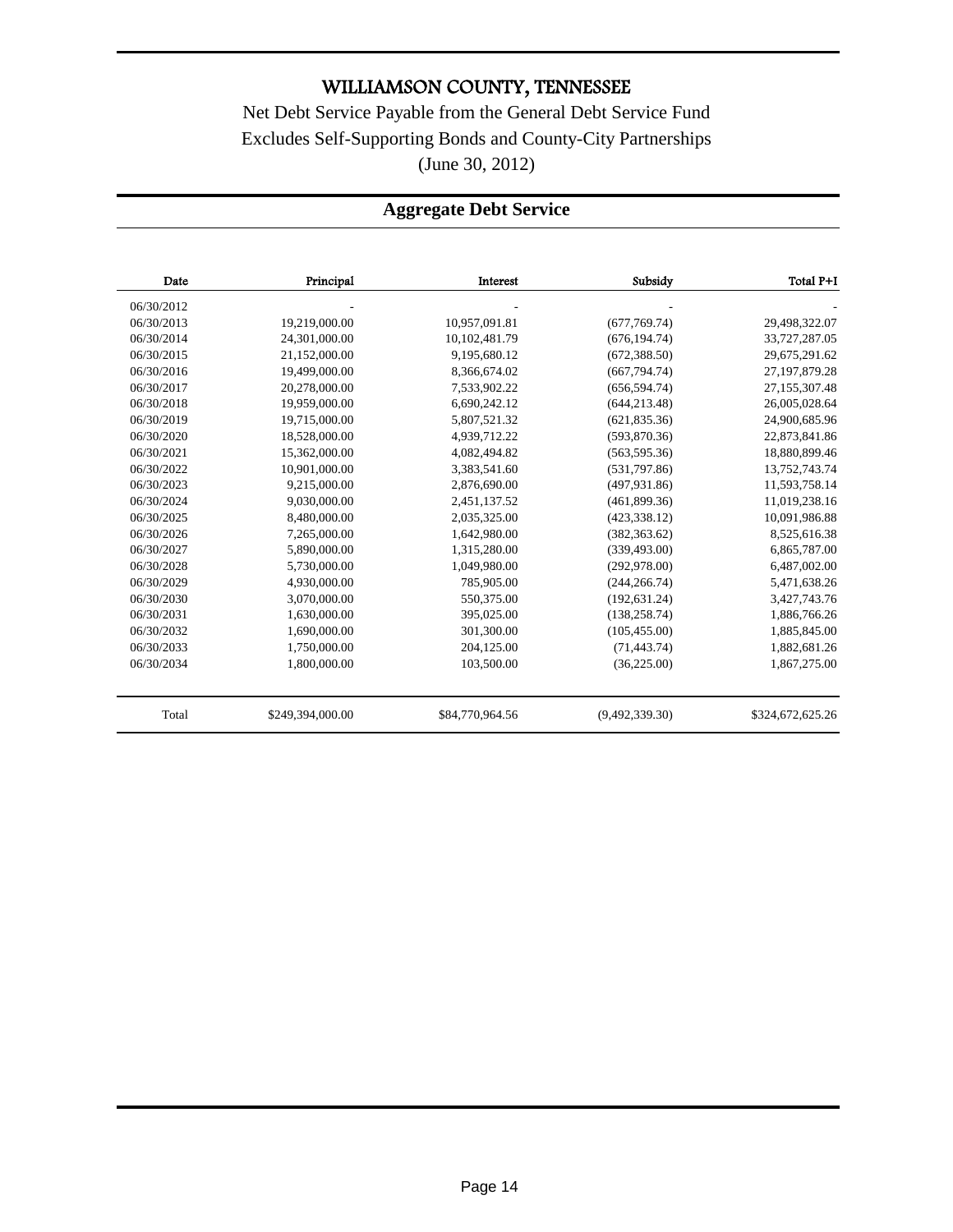# WILLIAMSON COUNTY, TENNESSEE

Net Debt Service Payable from the General Debt Service Fund

Excludes Self-Supporting Bonds and County-City Partnerships

(June 30, 2012)

## Aggregate Debt Service

| Date | Principal | Interest | Subsidy | Total P+I |
|---|---|---|---|---|
| 06/30/2012 | - | - | - | - |
| 06/30/2013 | 19,219,000.00 | 10,957,091.81 | (677,769.74) | 29,498,322.07 |
| 06/30/2014 | 24,301,000.00 | 10,102,481.79 | (676,194.74) | 33,727,287.05 |
| 06/30/2015 | 21,152,000.00 | 9,195,680.12 | (672,388.50) | 29,675,291.62 |
| 06/30/2016 | 19,499,000.00 | 8,366,674.02 | (667,794.74) | 27,197,879.28 |
| 06/30/2017 | 20,278,000.00 | 7,533,902.22 | (656,594.74) | 27,155,307.48 |
| 06/30/2018 | 19,959,000.00 | 6,690,242.12 | (644,213.48) | 26,005,028.64 |
| 06/30/2019 | 19,715,000.00 | 5,807,521.32 | (621,835.36) | 24,900,685.96 |
| 06/30/2020 | 18,528,000.00 | 4,939,712.22 | (593,870.36) | 22,873,841.86 |
| 06/30/2021 | 15,362,000.00 | 4,082,494.82 | (563,595.36) | 18,880,899.46 |
| 06/30/2022 | 10,901,000.00 | 3,383,541.60 | (531,797.86) | 13,752,743.74 |
| 06/30/2023 | 9,215,000.00 | 2,876,690.00 | (497,931.86) | 11,593,758.14 |
| 06/30/2024 | 9,030,000.00 | 2,451,137.52 | (461,899.36) | 11,019,238.16 |
| 06/30/2025 | 8,480,000.00 | 2,035,325.00 | (423,338.12) | 10,091,986.88 |
| 06/30/2026 | 7,265,000.00 | 1,642,980.00 | (382,363.62) | 8,525,616.38 |
| 06/30/2027 | 5,890,000.00 | 1,315,280.00 | (339,493.00) | 6,865,787.00 |
| 06/30/2028 | 5,730,000.00 | 1,049,980.00 | (292,978.00) | 6,487,002.00 |
| 06/30/2029 | 4,930,000.00 | 785,905.00 | (244,266.74) | 5,471,638.26 |
| 06/30/2030 | 3,070,000.00 | 550,375.00 | (192,631.24) | 3,427,743.76 |
| 06/30/2031 | 1,630,000.00 | 395,025.00 | (138,258.74) | 1,886,766.26 |
| 06/30/2032 | 1,690,000.00 | 301,300.00 | (105,455.00) | 1,885,845.00 |
| 06/30/2033 | 1,750,000.00 | 204,125.00 | (71,443.74) | 1,882,681.26 |
| 06/30/2034 | 1,800,000.00 | 103,500.00 | (36,225.00) | 1,867,275.00 |
| Total | $249,394,000.00 | $84,770,964.56 | (9,492,339.30) | $324,672,625.26 |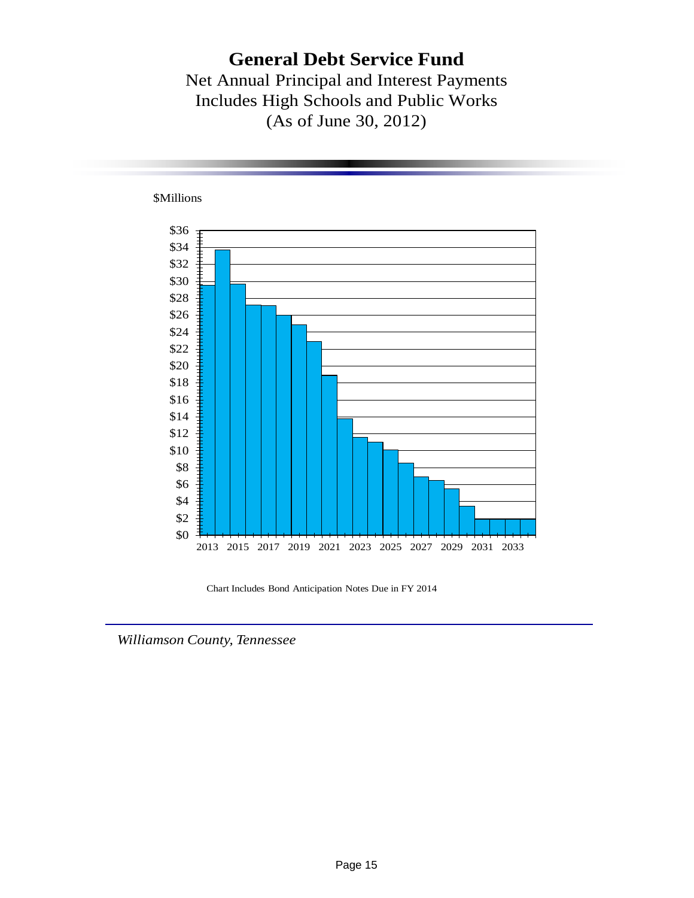# General Debt Service Fund

Net Annual Principal and Interest Payments
Includes High Schools and Public Works
(As of June 30, 2012)

$Millions

Chart Includes Bond Anticipation Notes Due in FY 2014

*Williamson County, Tennessee*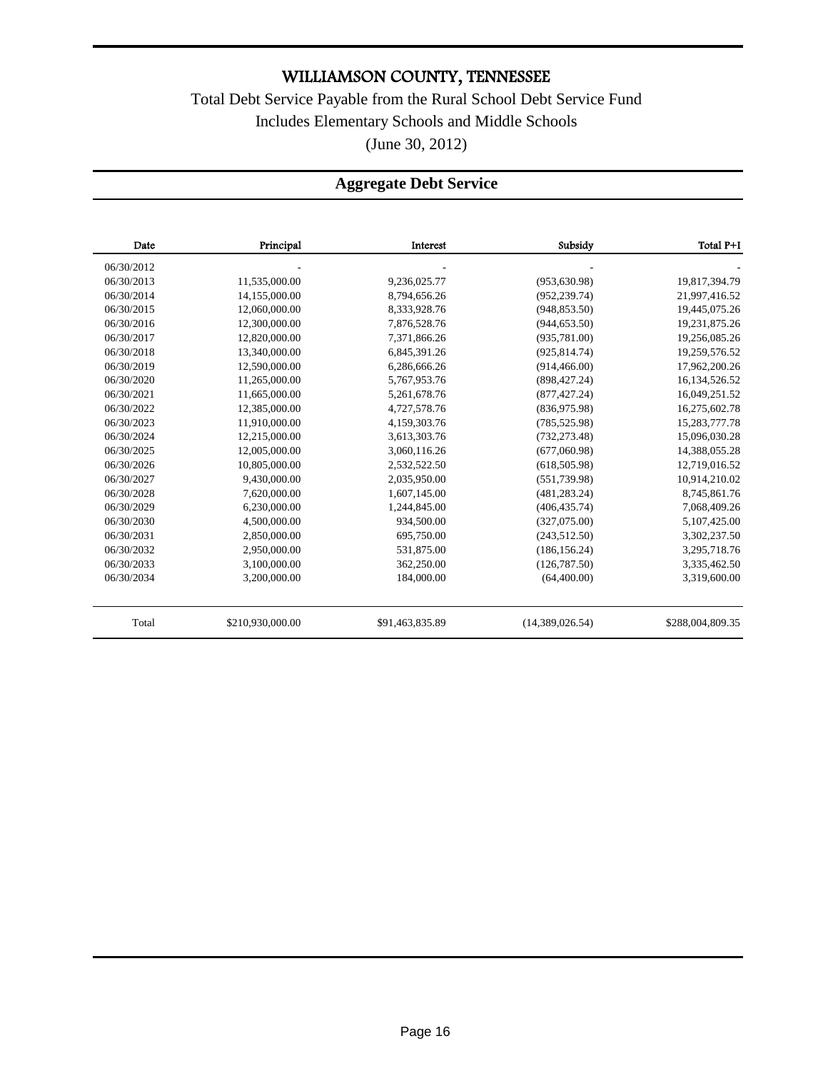# WILLIAMSON COUNTY, TENNESSEE

Total Debt Service Payable from the Rural School Debt Service Fund

Includes Elementary Schools and Middle Schools

(June 30, 2012)

## Aggregate Debt Service

| Date | Principal | Interest | Subsidy | Total P+I |
|---|---|---|---|---|
| 06/30/2012 | - | - | - | - |
| 06/30/2013 | 11,535,000.00 | 9,236,025.77 | (953,630.98) | 19,817,394.79 |
| 06/30/2014 | 14,155,000.00 | 8,794,656.26 | (952,239.74) | 21,997,416.52 |
| 06/30/2015 | 12,060,000.00 | 8,333,928.76 | (948,853.50) | 19,445,075.26 |
| 06/30/2016 | 12,300,000.00 | 7,876,528.76 | (944,653.50) | 19,231,875.26 |
| 06/30/2017 | 12,820,000.00 | 7,371,866.26 | (935,781.00) | 19,256,085.26 |
| 06/30/2018 | 13,340,000.00 | 6,845,391.26 | (925,814.74) | 19,259,576.52 |
| 06/30/2019 | 12,590,000.00 | 6,286,666.26 | (914,466.00) | 17,962,200.26 |
| 06/30/2020 | 11,265,000.00 | 5,767,953.76 | (898,427.24) | 16,134,526.52 |
| 06/30/2021 | 11,665,000.00 | 5,261,678.76 | (877,427.24) | 16,049,251.52 |
| 06/30/2022 | 12,385,000.00 | 4,727,578.76 | (836,975.98) | 16,275,602.78 |
| 06/30/2023 | 11,910,000.00 | 4,159,303.76 | (785,525.98) | 15,283,777.78 |
| 06/30/2024 | 12,215,000.00 | 3,613,303.76 | (732,273.48) | 15,096,030.28 |
| 06/30/2025 | 12,005,000.00 | 3,060,116.26 | (677,060.98) | 14,388,055.28 |
| 06/30/2026 | 10,805,000.00 | 2,532,522.50 | (618,505.98) | 12,719,016.52 |
| 06/30/2027 | 9,430,000.00 | 2,035,950.00 | (551,739.98) | 10,914,210.02 |
| 06/30/2028 | 7,620,000.00 | 1,607,145.00 | (481,283.24) | 8,745,861.76 |
| 06/30/2029 | 6,230,000.00 | 1,244,845.00 | (406,435.74) | 7,068,409.26 |
| 06/30/2030 | 4,500,000.00 | 934,500.00 | (327,075.00) | 5,107,425.00 |
| 06/30/2031 | 2,850,000.00 | 695,750.00 | (243,512.50) | 3,302,237.50 |
| 06/30/2032 | 2,950,000.00 | 531,875.00 | (186,156.24) | 3,295,718.76 |
| 06/30/2033 | 3,100,000.00 | 362,250.00 | (126,787.50) | 3,335,462.50 |
| 06/30/2034 | 3,200,000.00 | 184,000.00 | (64,400.00) | 3,319,600.00 |
| Total | $210,930,000.00 | $91,463,835.89 | (14,389,026.54) | $288,004,809.35 |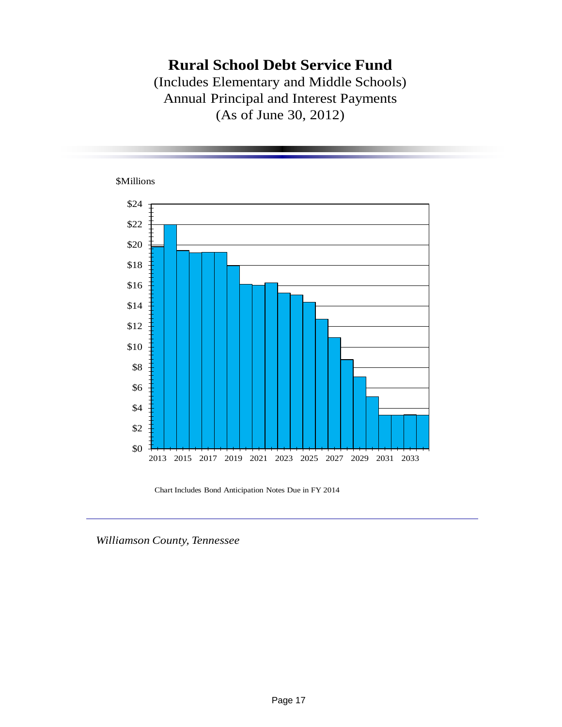# Rural School Debt Service Fund

(Includes Elementary and Middle Schools)
Annual Principal and Interest Payments
(As of June 30, 2012)

$Millions

$24
$22
$20
$18
$16
$14
$12
$10
$8
$6
$4
$2
$0

2013 2015 2017 2019 2021 2023 2025 2027 2029 2031 2033

Chart Includes Bond Anticipation Notes Due in FY 2014

*Williamson County, Tennessee*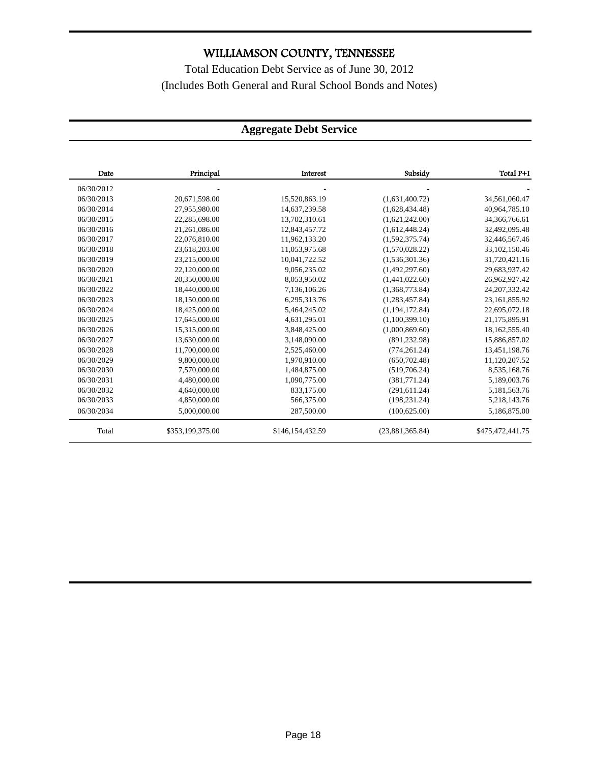# WILLIAMSON COUNTY, TENNESSEE

Total Education Debt Service as of June 30, 2012

(Includes Both General and Rural School Bonds and Notes)

## Aggregate Debt Service

| Date | Principal | Interest | Subsidy | Total P+I |
|---|---|---|---|---|
| 06/30/2012 | - | - | - | - |
| 06/30/2013 | 20,671,598.00 | 15,520,863.19 | (1,631,400.72) | 34,561,060.47 |
| 06/30/2014 | 27,955,980.00 | 14,637,239.58 | (1,628,434.48) | 40,964,785.10 |
| 06/30/2015 | 22,285,698.00 | 13,702,310.61 | (1,621,242.00) | 34,366,766.61 |
| 06/30/2016 | 21,261,086.00 | 12,843,457.72 | (1,612,448.24) | 32,492,095.48 |
| 06/30/2017 | 22,076,810.00 | 11,962,133.20 | (1,592,375.74) | 32,446,567.46 |
| 06/30/2018 | 23,618,203.00 | 11,053,975.68 | (1,570,028.22) | 33,102,150.46 |
| 06/30/2019 | 23,215,000.00 | 10,041,722.52 | (1,536,301.36) | 31,720,421.16 |
| 06/30/2020 | 22,120,000.00 | 9,056,235.02 | (1,492,297.60) | 29,683,937.42 |
| 06/30/2021 | 20,350,000.00 | 8,053,950.02 | (1,441,022.60) | 26,962,927.42 |
| 06/30/2022 | 18,440,000.00 | 7,136,106.26 | (1,368,773.84) | 24,207,332.42 |
| 06/30/2023 | 18,150,000.00 | 6,295,313.76 | (1,283,457.84) | 23,161,855.92 |
| 06/30/2024 | 18,425,000.00 | 5,464,245.02 | (1,194,172.84) | 22,695,072.18 |
| 06/30/2025 | 17,645,000.00 | 4,631,295.01 | (1,100,399.10) | 21,175,895.91 |
| 06/30/2026 | 15,315,000.00 | 3,848,425.00 | (1,000,869.60) | 18,162,555.40 |
| 06/30/2027 | 13,630,000.00 | 3,148,090.00 | (891,232.98) | 15,886,857.02 |
| 06/30/2028 | 11,700,000.00 | 2,525,460.00 | (774,261.24) | 13,451,198.76 |
| 06/30/2029 | 9,800,000.00 | 1,970,910.00 | (650,702.48) | 11,120,207.52 |
| 06/30/2030 | 7,570,000.00 | 1,484,875.00 | (519,706.24) | 8,535,168.76 |
| 06/30/2031 | 4,480,000.00 | 1,090,775.00 | (381,771.24) | 5,189,003.76 |
| 06/30/2032 | 4,640,000.00 | 833,175.00 | (291,611.24) | 5,181,563.76 |
| 06/30/2033 | 4,850,000.00 | 566,375.00 | (198,231.24) | 5,218,143.76 |
| 06/30/2034 | 5,000,000.00 | 287,500.00 | (100,625.00) | 5,186,875.00 |
| Total | $353,199,375.00 | $146,154,432.59 | (23,881,365.84) | $475,472,441.75 |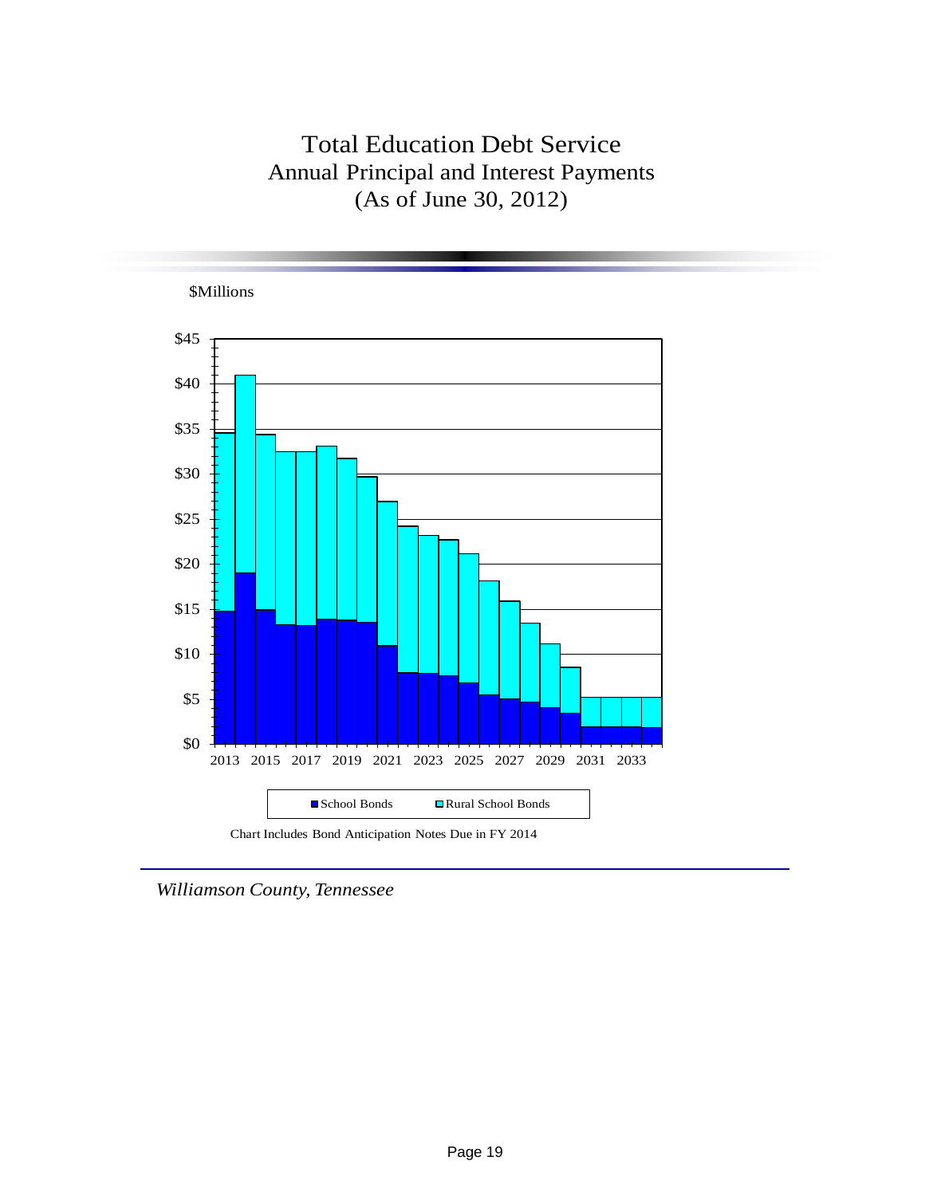# Total Education Debt Service

## Annual Principal and Interest Payments

## (As of June 30, 2012)

$Millions

$45
$40
$35
$30
$25
$20
$15
$10
$5
$0

2013 2015 2017 2019 2021 2023 2025 2027 2029 2031 2033

School Bonds    Rural School Bonds

Chart Includes Bond Anticipation Notes Due in FY 2014

*Williamson County, Tennessee*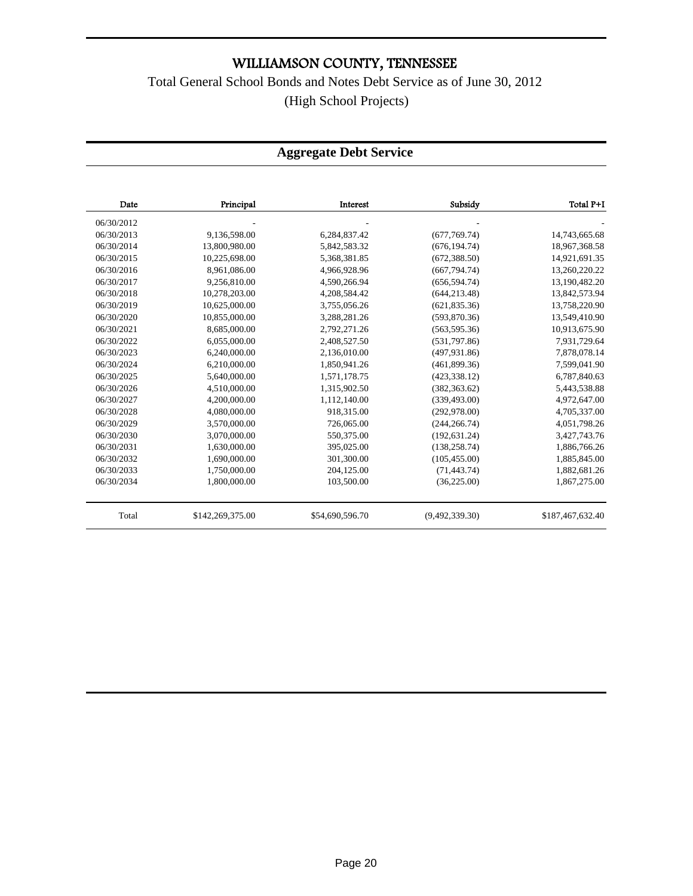# WILLIAMSON COUNTY, TENNESSEE

Total General School Bonds and Notes Debt Service as of June 30, 2012

(High School Projects)

## Aggregate Debt Service

| Date | Principal | Interest | Subsidy | Total P+I |
|---|---|---|---|---|
| 06/30/2012 | - | - | - | - |
| 06/30/2013 | 9,136,598.00 | 6,284,837.42 | (677,769.74) | 14,743,665.68 |
| 06/30/2014 | 13,800,980.00 | 5,842,583.32 | (676,194.74) | 18,967,368.58 |
| 06/30/2015 | 10,225,698.00 | 5,368,381.85 | (672,388.50) | 14,921,691.35 |
| 06/30/2016 | 8,961,086.00 | 4,966,928.96 | (667,794.74) | 13,260,220.22 |
| 06/30/2017 | 9,256,810.00 | 4,590,266.94 | (656,594.74) | 13,190,482.20 |
| 06/30/2018 | 10,278,203.00 | 4,208,584.42 | (644,213.48) | 13,842,573.94 |
| 06/30/2019 | 10,625,000.00 | 3,755,056.26 | (621,835.36) | 13,758,220.90 |
| 06/30/2020 | 10,855,000.00 | 3,288,281.26 | (593,870.36) | 13,549,410.90 |
| 06/30/2021 | 8,685,000.00 | 2,792,271.26 | (563,595.36) | 10,913,675.90 |
| 06/30/2022 | 6,055,000.00 | 2,408,527.50 | (531,797.86) | 7,931,729.64 |
| 06/30/2023 | 6,240,000.00 | 2,136,010.00 | (497,931.86) | 7,878,078.14 |
| 06/30/2024 | 6,210,000.00 | 1,850,941.26 | (461,899.36) | 7,599,041.90 |
| 06/30/2025 | 5,640,000.00 | 1,571,178.75 | (423,338.12) | 6,787,840.63 |
| 06/30/2026 | 4,510,000.00 | 1,315,902.50 | (382,363.62) | 5,443,538.88 |
| 06/30/2027 | 4,200,000.00 | 1,112,140.00 | (339,493.00) | 4,972,647.00 |
| 06/30/2028 | 4,080,000.00 | 918,315.00 | (292,978.00) | 4,705,337.00 |
| 06/30/2029 | 3,570,000.00 | 726,065.00 | (244,266.74) | 4,051,798.26 |
| 06/30/2030 | 3,070,000.00 | 550,375.00 | (192,631.24) | 3,427,743.76 |
| 06/30/2031 | 1,630,000.00 | 395,025.00 | (138,258.74) | 1,886,766.26 |
| 06/30/2032 | 1,690,000.00 | 301,300.00 | (105,455.00) | 1,885,845.00 |
| 06/30/2033 | 1,750,000.00 | 204,125.00 | (71,443.74) | 1,882,681.26 |
| 06/30/2034 | 1,800,000.00 | 103,500.00 | (36,225.00) | 1,867,275.00 |
| Total | $142,269,375.00 | $54,690,596.70 | (9,492,339.30) | $187,467,632.40 |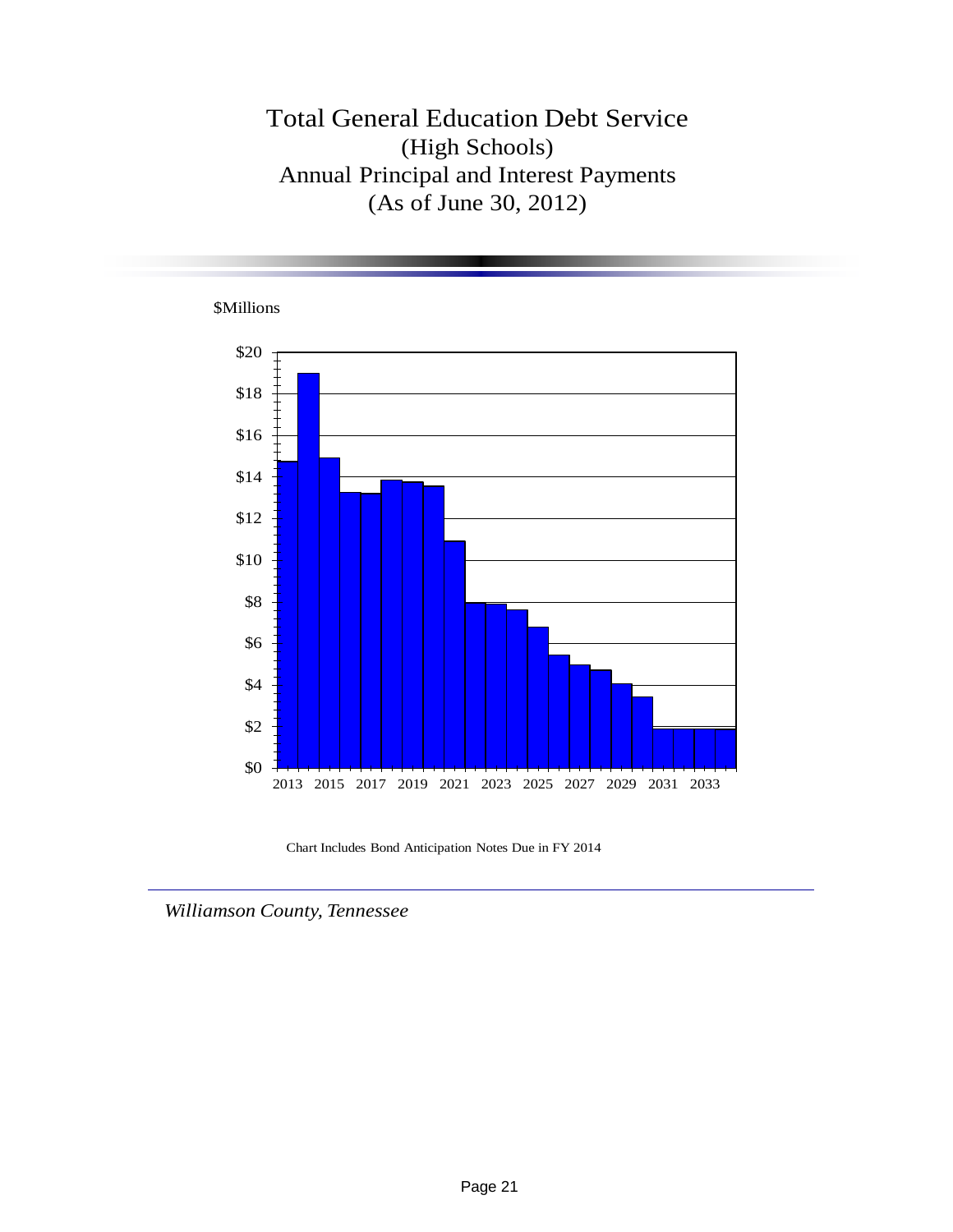# Total General Education Debt Service
## (High Schools)
## Annual Principal and Interest Payments
## (As of June 30, 2012)

$Millions

Chart Includes Bond Anticipation Notes Due in FY 2014

*Williamson County, Tennessee*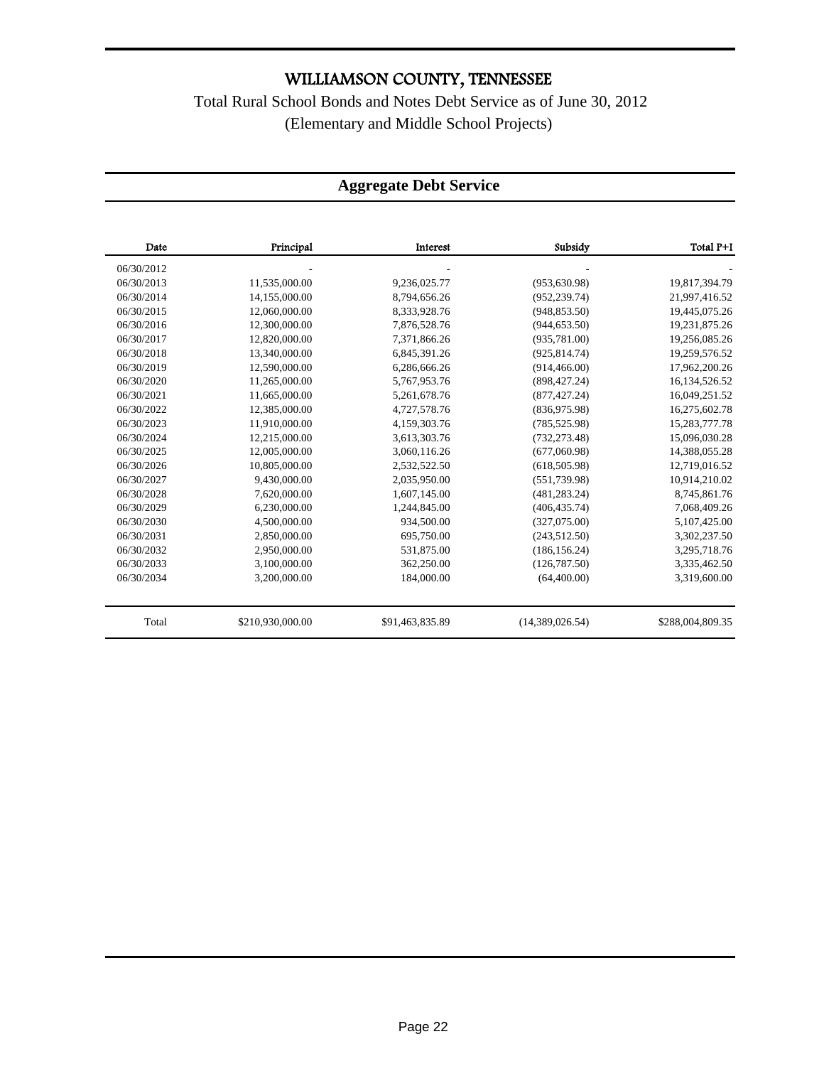# WILLIAMSON COUNTY, TENNESSEE

Total Rural School Bonds and Notes Debt Service as of June 30, 2012

(Elementary and Middle School Projects)

## Aggregate Debt Service

| Date | Principal | Interest | Subsidy | Total P+I |
|---|---|---|---|---|
| 06/30/2012 | - | - | - | - |
| 06/30/2013 | 11,535,000.00 | 9,236,025.77 | (953,630.98) | 19,817,394.79 |
| 06/30/2014 | 14,155,000.00 | 8,794,656.26 | (952,239.74) | 21,997,416.52 |
| 06/30/2015 | 12,060,000.00 | 8,333,928.76 | (948,853.50) | 19,445,075.26 |
| 06/30/2016 | 12,300,000.00 | 7,876,528.76 | (944,653.50) | 19,231,875.26 |
| 06/30/2017 | 12,820,000.00 | 7,371,866.26 | (935,781.00) | 19,256,085.26 |
| 06/30/2018 | 13,340,000.00 | 6,845,391.26 | (925,814.74) | 19,259,576.52 |
| 06/30/2019 | 12,590,000.00 | 6,286,666.26 | (914,466.00) | 17,962,200.26 |
| 06/30/2020 | 11,265,000.00 | 5,767,953.76 | (898,427.24) | 16,134,526.52 |
| 06/30/2021 | 11,665,000.00 | 5,261,678.76 | (877,427.24) | 16,049,251.52 |
| 06/30/2022 | 12,385,000.00 | 4,727,578.76 | (836,975.98) | 16,275,602.78 |
| 06/30/2023 | 11,910,000.00 | 4,159,303.76 | (785,525.98) | 15,283,777.78 |
| 06/30/2024 | 12,215,000.00 | 3,613,303.76 | (732,273.48) | 15,096,030.28 |
| 06/30/2025 | 12,005,000.00 | 3,060,116.26 | (677,060.98) | 14,388,055.28 |
| 06/30/2026 | 10,805,000.00 | 2,532,522.50 | (618,505.98) | 12,719,016.52 |
| 06/30/2027 | 9,430,000.00 | 2,035,950.00 | (551,739.98) | 10,914,210.02 |
| 06/30/2028 | 7,620,000.00 | 1,607,145.00 | (481,283.24) | 8,745,861.76 |
| 06/30/2029 | 6,230,000.00 | 1,244,845.00 | (406,435.74) | 7,068,409.26 |
| 06/30/2030 | 4,500,000.00 | 934,500.00 | (327,075.00) | 5,107,425.00 |
| 06/30/2031 | 2,850,000.00 | 695,750.00 | (243,512.50) | 3,302,237.50 |
| 06/30/2032 | 2,950,000.00 | 531,875.00 | (186,156.24) | 3,295,718.76 |
| 06/30/2033 | 3,100,000.00 | 362,250.00 | (126,787.50) | 3,335,462.50 |
| 06/30/2034 | 3,200,000.00 | 184,000.00 | (64,400.00) | 3,319,600.00 |
| Total | $210,930,000.00 | $91,463,835.89 | (14,389,026.54) | $288,004,809.35 |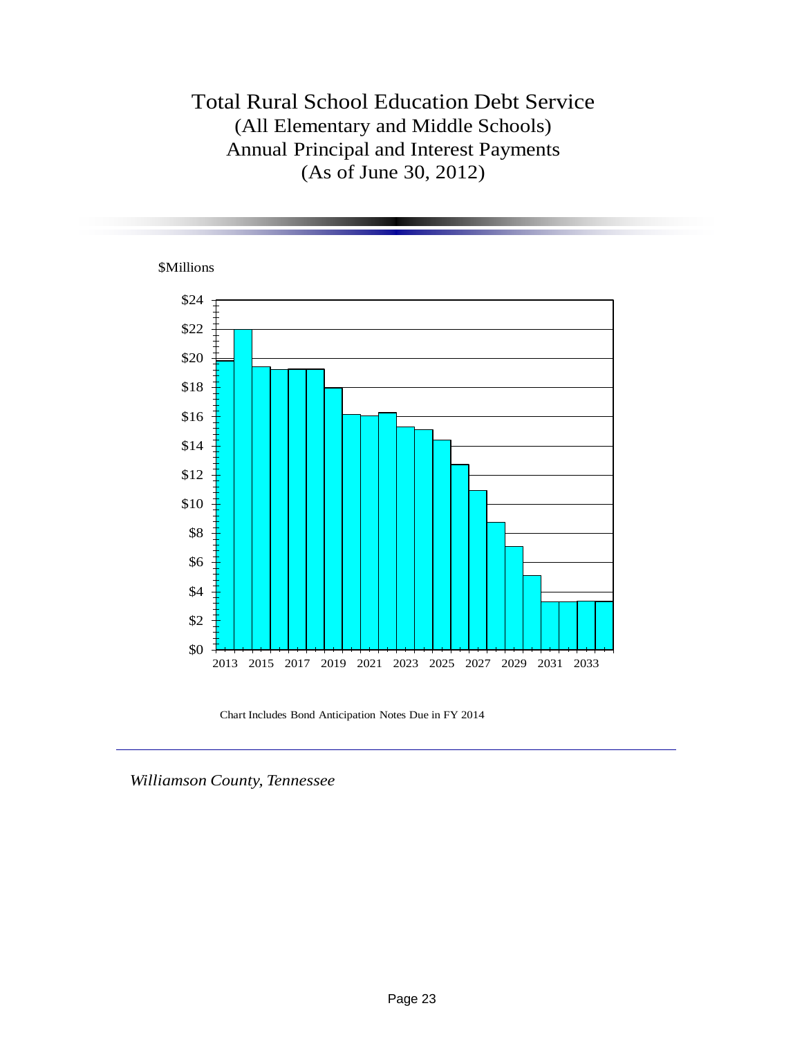# Total Rural School Education Debt Service

(All Elementary and Middle Schools)

Annual Principal and Interest Payments

(As of June 30, 2012)

$Millions

Chart Includes Bond Anticipation Notes Due in FY 2014

*Williamson County, Tennessee*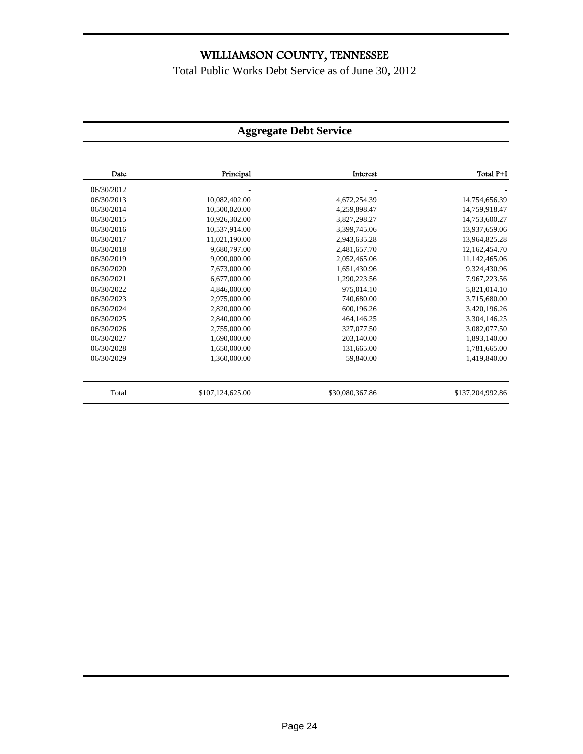# WILLIAMSON COUNTY, TENNESSEE

Total Public Works Debt Service as of June 30, 2012

## Aggregate Debt Service

| Date | Principal | Interest | Total P+I |
|---|---|---|---|
| 06/30/2012 | - | - | - |
| 06/30/2013 | 10,082,402.00 | 4,672,254.39 | 14,754,656.39 |
| 06/30/2014 | 10,500,020.00 | 4,259,898.47 | 14,759,918.47 |
| 06/30/2015 | 10,926,302.00 | 3,827,298.27 | 14,753,600.27 |
| 06/30/2016 | 10,537,914.00 | 3,399,745.06 | 13,937,659.06 |
| 06/30/2017 | 11,021,190.00 | 2,943,635.28 | 13,964,825.28 |
| 06/30/2018 | 9,680,797.00 | 2,481,657.70 | 12,162,454.70 |
| 06/30/2019 | 9,090,000.00 | 2,052,465.06 | 11,142,465.06 |
| 06/30/2020 | 7,673,000.00 | 1,651,430.96 | 9,324,430.96 |
| 06/30/2021 | 6,677,000.00 | 1,290,223.56 | 7,967,223.56 |
| 06/30/2022 | 4,846,000.00 | 975,014.10 | 5,821,014.10 |
| 06/30/2023 | 2,975,000.00 | 740,680.00 | 3,715,680.00 |
| 06/30/2024 | 2,820,000.00 | 600,196.26 | 3,420,196.26 |
| 06/30/2025 | 2,840,000.00 | 464,146.25 | 3,304,146.25 |
| 06/30/2026 | 2,755,000.00 | 327,077.50 | 3,082,077.50 |
| 06/30/2027 | 1,690,000.00 | 203,140.00 | 1,893,140.00 |
| 06/30/2028 | 1,650,000.00 | 131,665.00 | 1,781,665.00 |
| 06/30/2029 | 1,360,000.00 | 59,840.00 | 1,419,840.00 |
| Total | $107,124,625.00 | $30,080,367.86 | $137,204,992.86 |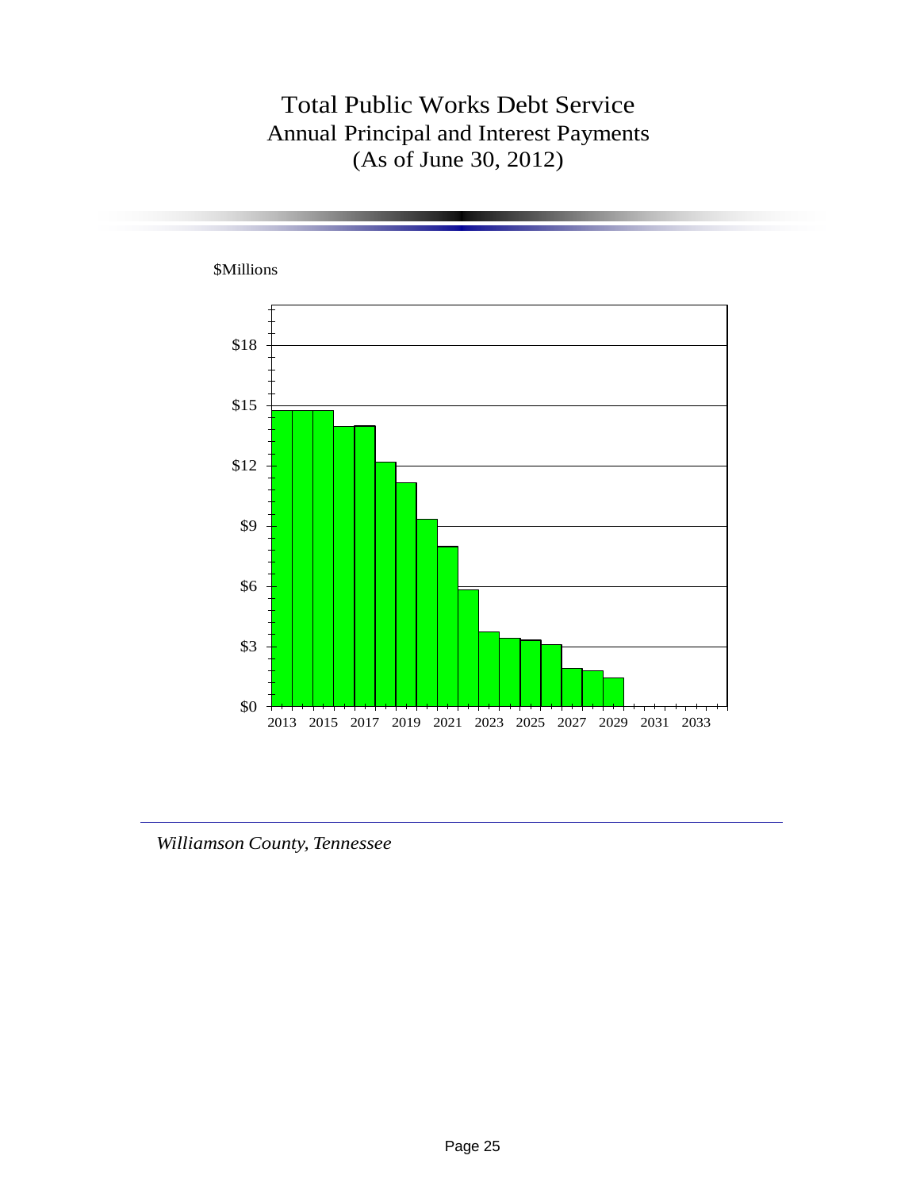# Total Public Works Debt Service

## Annual Principal and Interest Payments

## (As of June 30, 2012)

$Millions

$18

$15

$12

$9

$6

$3

$0

2013 2015 2017 2019 2021 2023 2025 2027 2029 2031 2033

*Williamson County, Tennessee*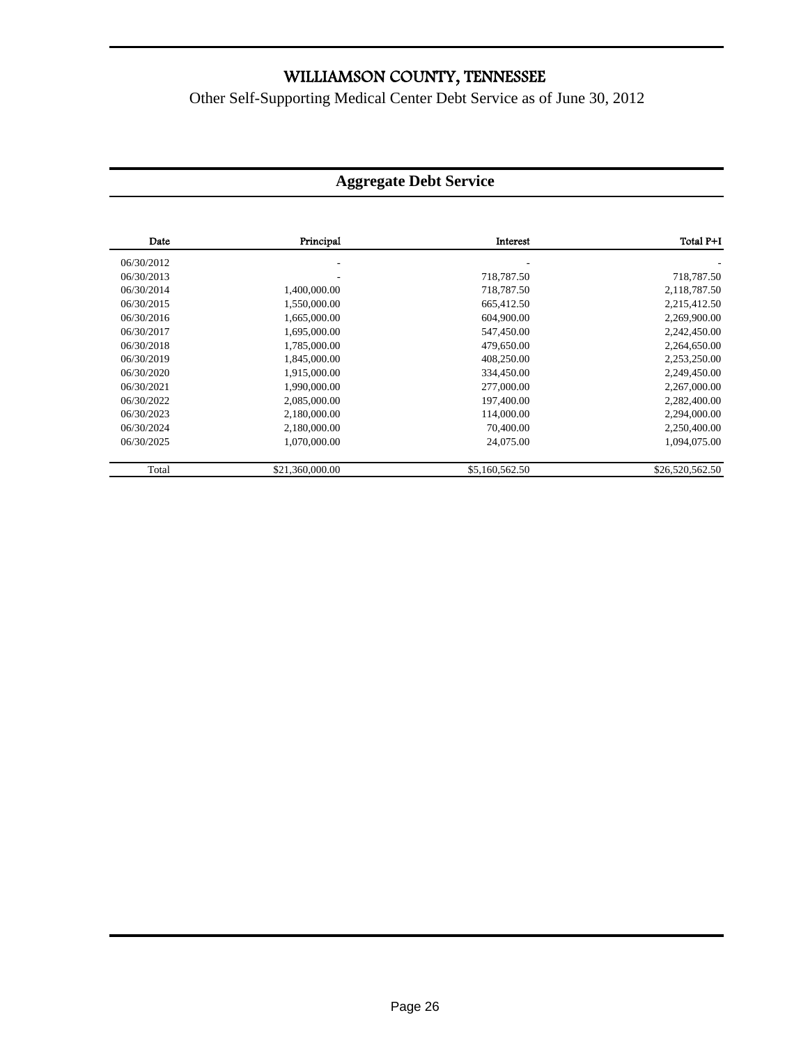# WILLIAMSON COUNTY, TENNESSEE

Other Self-Supporting Medical Center Debt Service as of June 30, 2012

## Aggregate Debt Service

| Date | Principal | Interest | Total P+I |
|---|---|---|---|
| 06/30/2012 | - | - | - |
| 06/30/2013 | - | 718,787.50 | 718,787.50 |
| 06/30/2014 | 1,400,000.00 | 718,787.50 | 2,118,787.50 |
| 06/30/2015 | 1,550,000.00 | 665,412.50 | 2,215,412.50 |
| 06/30/2016 | 1,665,000.00 | 604,900.00 | 2,269,900.00 |
| 06/30/2017 | 1,695,000.00 | 547,450.00 | 2,242,450.00 |
| 06/30/2018 | 1,785,000.00 | 479,650.00 | 2,264,650.00 |
| 06/30/2019 | 1,845,000.00 | 408,250.00 | 2,253,250.00 |
| 06/30/2020 | 1,915,000.00 | 334,450.00 | 2,249,450.00 |
| 06/30/2021 | 1,990,000.00 | 277,000.00 | 2,267,000.00 |
| 06/30/2022 | 2,085,000.00 | 197,400.00 | 2,282,400.00 |
| 06/30/2023 | 2,180,000.00 | 114,000.00 | 2,294,000.00 |
| 06/30/2024 | 2,180,000.00 | 70,400.00 | 2,250,400.00 |
| 06/30/2025 | 1,070,000.00 | 24,075.00 | 1,094,075.00 |
| Total | $21,360,000.00 | $5,160,562.50 | $26,520,562.50 |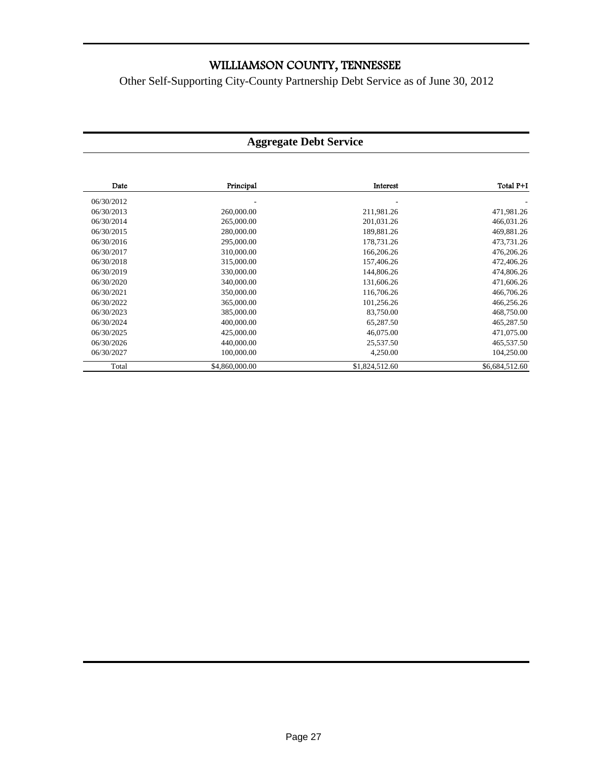# WILLIAMSON COUNTY, TENNESSEE

Other Self-Supporting City-County Partnership Debt Service as of June 30, 2012

## Aggregate Debt Service

| Date | Principal | Interest | Total P+I |
|---|---|---|---|
| 06/30/2012 | - | - | - |
| 06/30/2013 | 260,000.00 | 211,981.26 | 471,981.26 |
| 06/30/2014 | 265,000.00 | 201,031.26 | 466,031.26 |
| 06/30/2015 | 280,000.00 | 189,881.26 | 469,881.26 |
| 06/30/2016 | 295,000.00 | 178,731.26 | 473,731.26 |
| 06/30/2017 | 310,000.00 | 166,206.26 | 476,206.26 |
| 06/30/2018 | 315,000.00 | 157,406.26 | 472,406.26 |
| 06/30/2019 | 330,000.00 | 144,806.26 | 474,806.26 |
| 06/30/2020 | 340,000.00 | 131,606.26 | 471,606.26 |
| 06/30/2021 | 350,000.00 | 116,706.26 | 466,706.26 |
| 06/30/2022 | 365,000.00 | 101,256.26 | 466,256.26 |
| 06/30/2023 | 385,000.00 | 83,750.00 | 468,750.00 |
| 06/30/2024 | 400,000.00 | 65,287.50 | 465,287.50 |
| 06/30/2025 | 425,000.00 | 46,075.00 | 471,075.00 |
| 06/30/2026 | 440,000.00 | 25,537.50 | 465,537.50 |
| 06/30/2027 | 100,000.00 | 4,250.00 | 104,250.00 |
| Total | $4,860,000.00 | $1,824,512.60 | $6,684,512.60 |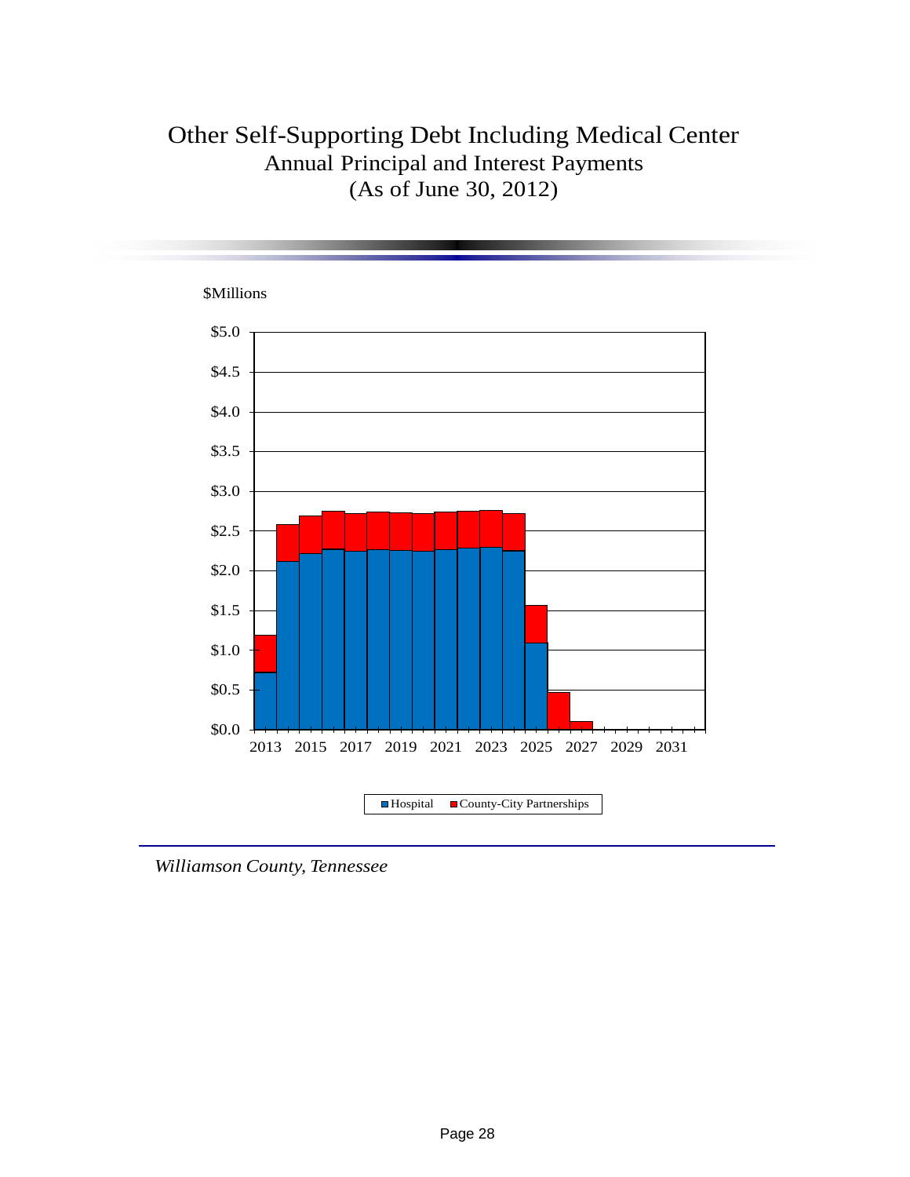# Other Self-Supporting Debt Including Medical Center

## Annual Principal and Interest Payments

## (As of June 30, 2012)

$Millions

$5.0
$4.5
$4.0
$3.5
$3.0
$2.5
$2.0
$1.5
$1.0
$0.5
$0.0

2013 2015 2017 2019 2021 2023 2025 2027 2029 2031

Hospital
County-City Partnerships

*Williamson County, Tennessee*